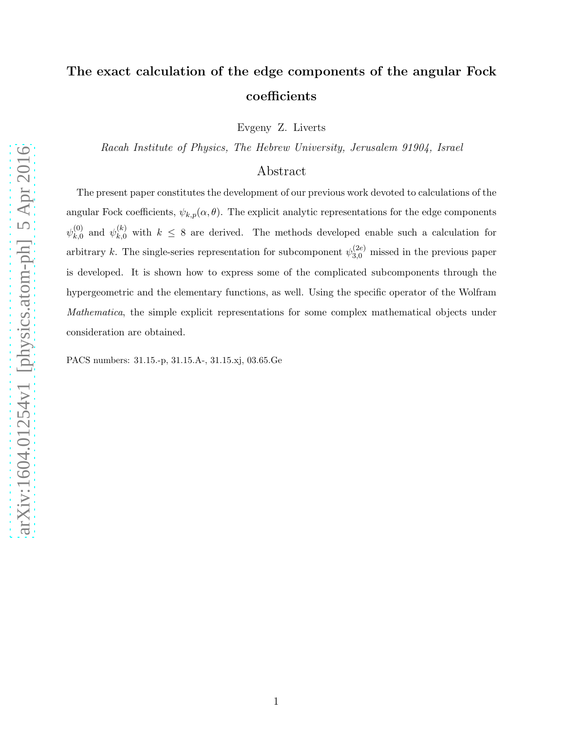# The exact calculation of the edge components of the angular Fock coefficients

Evgeny Z. Liverts

*Racah Institute of Physics, The Hebrew University, Jerusalem 91904, Israel*

## Abstract

The present paper constitutes the development of our previous work devoted to calculations of the angular Fock coefficients, $\psi_{k,p}(\alpha,\theta)$. The explicit analytic representations for the edge components $\psi_{k,0}^{(0)}$ and $\psi_{k,0}^{(k)}$ with $k \leq 8$ are derived. The methods developed enable such a calculation for arbitrary $k$. The single-series representation for subcomponent $\psi_{3,0}^{(2e)}$ missed in the previous paper is developed. It is shown how to express some of the complicated subcomponents through the hypergeometric and the elementary functions, as well. Using the specific operator of the Wolfram *Mathematica*, the simple explicit representations for some complex mathematical objects under consideration are obtained.

PACS numbers: 31.15.-p, 31.15.A-, 31.15.xj, 03.65.Ge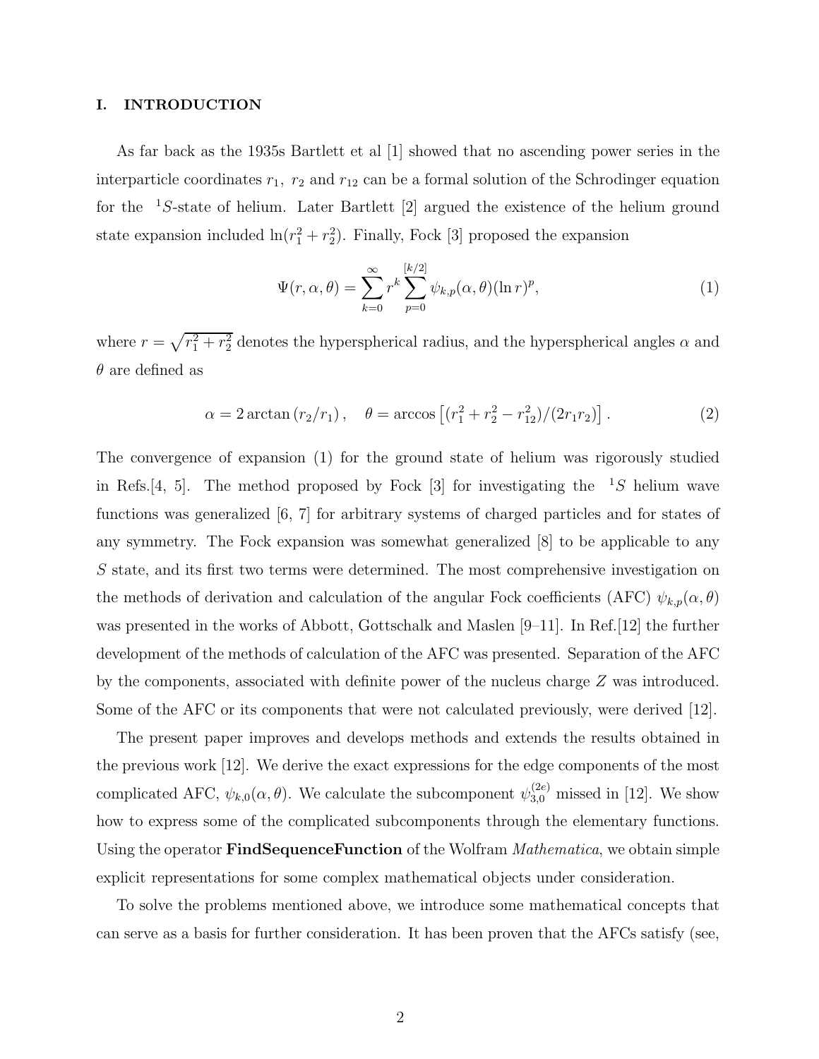## I. INTRODUCTION

As far back as the 1935s Bartlett et al [1] showed that no ascending power series in the interparticle coordinates $r_1,\ r_2$ and $r_{12}$ can be a formal solution of the Schrodinger equation for the $\ ^1S$-state of helium. Later Bartlett [2] argued the existence of the helium ground state expansion included $\ln(r_1^2 + r_2^2)$. Finally, Fock [3] proposed the expansion

$$\Psi(r, \alpha, \theta) = \sum_{k=0}^{\infty} r^k \sum_{p=0}^{[k/2]} \psi_{k,p}(\alpha, \theta)(\ln r)^p, \tag{1}$$

where $r = \sqrt{r_1^2 + r_2^2}$ denotes the hyperspherical radius, and the hyperspherical angles $\alpha$ and $\theta$ are defined as

$$\alpha = 2 \arctan\left(r_2/r_1\right), \quad \theta = \arccos\left[(r_1^2 + r_2^2 - r_{12}^2)/(2r_1 r_2)\right]. \tag{2}$$

The convergence of expansion (1) for the ground state of helium was rigorously studied in Refs.[4, 5]. The method proposed by Fock [3] for investigating the $\ ^1S$ helium wave functions was generalized [6, 7] for arbitrary systems of charged particles and for states of any symmetry. The Fock expansion was somewhat generalized [8] to be applicable to any $S$ state, and its first two terms were determined. The most comprehensive investigation on the methods of derivation and calculation of the angular Fock coefficients (AFC) $\psi_{k,p}(\alpha, \theta)$ was presented in the works of Abbott, Gottschalk and Maslen [9–11]. In Ref.[12] the further development of the methods of calculation of the AFC was presented. Separation of the AFC by the components, associated with definite power of the nucleus charge $Z$ was introduced. Some of the AFC or its components that were not calculated previously, were derived [12].

The present paper improves and develops methods and extends the results obtained in the previous work [12]. We derive the exact expressions for the edge components of the most complicated AFC, $\psi_{k,0}(\alpha, \theta)$. We calculate the subcomponent $\psi_{3,0}^{(2e)}$ missed in [12]. We show how to express some of the complicated subcomponents through the elementary functions. Using the operator **FindSequenceFunction** of the Wolfram *Mathematica*, we obtain simple explicit representations for some complex mathematical objects under consideration.

To solve the problems mentioned above, we introduce some mathematical concepts that can serve as a basis for further consideration. It has been proven that the AFCs satisfy (see,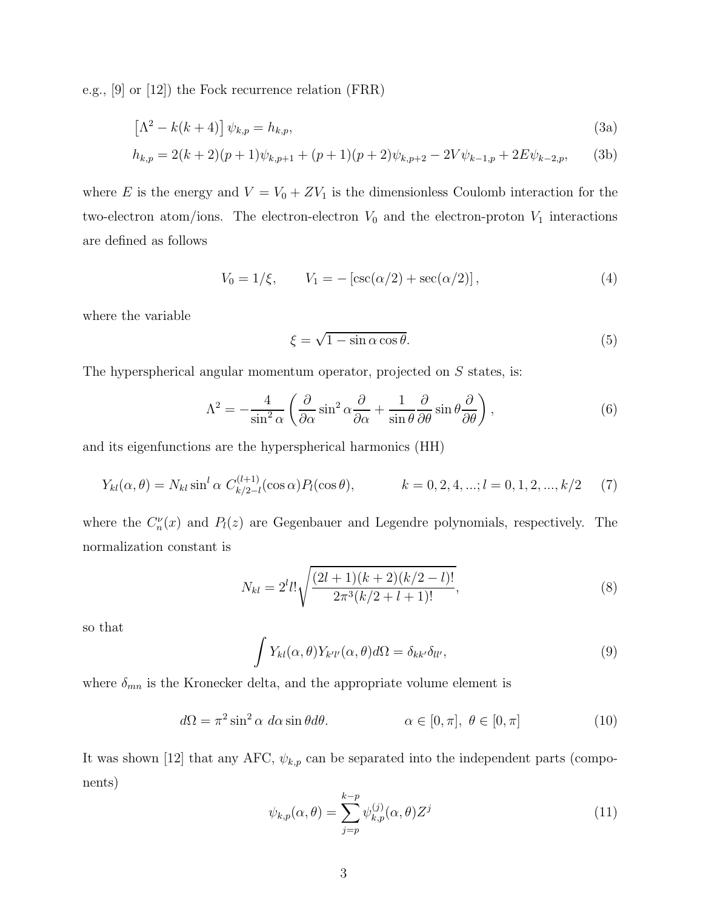e.g., [9] or [12]) the Fock recurrence relation (FRR)

$$\left[\Lambda^2 - k(k+4)\right]\psi_{k,p} = h_{k,p}, \tag{3a}$$

$$h_{k,p} = 2(k+2)(p+1)\psi_{k,p+1} + (p+1)(p+2)\psi_{k,p+2} - 2V\psi_{k-1,p} + 2E\psi_{k-2,p}, \tag{3b}$$

where $E$ is the energy and $V = V_0 + ZV_1$ is the dimensionless Coulomb interaction for the two-electron atom/ions. The electron-electron $V_0$ and the electron-proton $V_1$ interactions are defined as follows

$$V_0 = 1/\xi, \qquad V_1 = -\left[\csc(\alpha/2) + \sec(\alpha/2)\right], \tag{4}$$

where the variable

$$\xi = \sqrt{1 - \sin\alpha\cos\theta}. \tag{5}$$

The hyperspherical angular momentum operator, projected on $S$ states, is:

$$\Lambda^2 = -\frac{4}{\sin^2\alpha}\left(\frac{\partial}{\partial\alpha}\sin^2\alpha\frac{\partial}{\partial\alpha} + \frac{1}{\sin\theta}\frac{\partial}{\partial\theta}\sin\theta\frac{\partial}{\partial\theta}\right), \tag{6}$$

and its eigenfunctions are the hyperspherical harmonics (HH)

$$Y_{kl}(\alpha,\theta) = N_{kl}\sin^l\alpha\; C_{k/2-l}^{(l+1)}(\cos\alpha)P_l(\cos\theta), \qquad k = 0,2,4,...; l = 0,1,2,...,k/2 \tag{7}$$

where the $C_n^\nu(x)$ and $P_l(z)$ are Gegenbauer and Legendre polynomials, respectively. The normalization constant is

$$N_{kl} = 2^l l!\sqrt{\frac{(2l+1)(k+2)(k/2-l)!}{2\pi^3(k/2+l+1)!}}, \tag{8}$$

so that

$$\int Y_{kl}(\alpha,\theta)Y_{k'l'}(\alpha,\theta)d\Omega = \delta_{kk'}\delta_{ll'}, \tag{9}$$

where $\delta_{mn}$ is the Kronecker delta, and the appropriate volume element is

$$d\Omega = \pi^2\sin^2\alpha\; d\alpha\sin\theta d\theta. \qquad \alpha\in[0,\pi],\; \theta\in[0,\pi] \tag{10}$$

It was shown [12] that any AFC, $\psi_{k,p}$ can be separated into the independent parts (components)

$$\psi_{k,p}(\alpha,\theta) = \sum_{j=p}^{k-p}\psi_{k,p}^{(j)}(\alpha,\theta)Z^j \tag{11}$$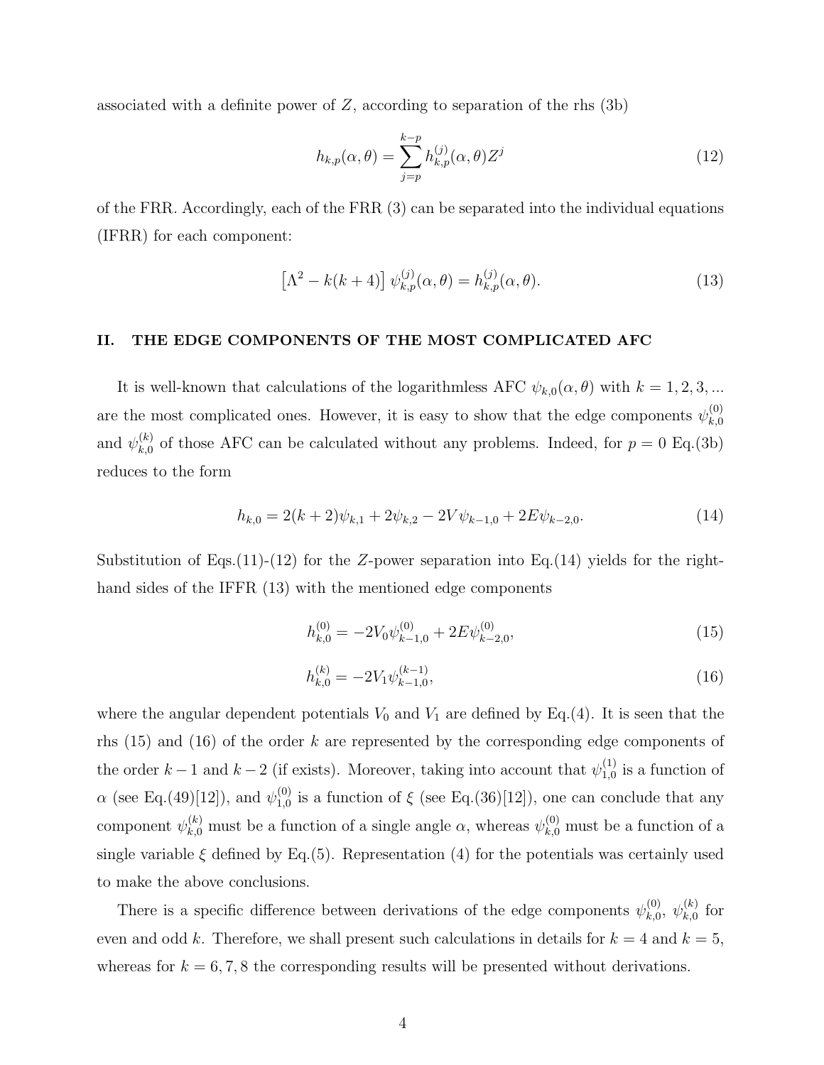associated with a definite power of $Z$, according to separation of the rhs (3b)

$$h_{k,p}(\alpha,\theta) = \sum_{j=p}^{k-p} h_{k,p}^{(j)}(\alpha,\theta) Z^j \tag{12}$$

of the FRR. Accordingly, each of the FRR (3) can be separated into the individual equations (IFRR) for each component:

$$\left[\Lambda^2 - k(k+4)\right] \psi_{k,p}^{(j)}(\alpha,\theta) = h_{k,p}^{(j)}(\alpha,\theta). \tag{13}$$

## II. THE EDGE COMPONENTS OF THE MOST COMPLICATED AFC

It is well-known that calculations of the logarithmless AFC $\psi_{k,0}(\alpha,\theta)$ with $k = 1,2,3,...$ are the most complicated ones. However, it is easy to show that the edge components $\psi_{k,0}^{(0)}$ and $\psi_{k,0}^{(k)}$ of those AFC can be calculated without any problems. Indeed, for $p = 0$ Eq.(3b) reduces to the form

$$h_{k,0} = 2(k+2)\psi_{k,1} + 2\psi_{k,2} - 2V\psi_{k-1,0} + 2E\psi_{k-2,0}. \tag{14}$$

Substitution of Eqs.(11)-(12) for the $Z$-power separation into Eq.(14) yields for the right-hand sides of the IFFR (13) with the mentioned edge components

$$h_{k,0}^{(0)} = -2V_0\psi_{k-1,0}^{(0)} + 2E\psi_{k-2,0}^{(0)}, \tag{15}$$

$$h_{k,0}^{(k)} = -2V_1\psi_{k-1,0}^{(k-1)}, \tag{16}$$

where the angular dependent potentials $V_0$ and $V_1$ are defined by Eq.(4). It is seen that the rhs (15) and (16) of the order $k$ are represented by the corresponding edge components of the order $k-1$ and $k-2$ (if exists). Moreover, taking into account that $\psi_{1,0}^{(1)}$ is a function of $\alpha$ (see Eq.(49)[12]), and $\psi_{1,0}^{(0)}$ is a function of $\xi$ (see Eq.(36)[12]), one can conclude that any component $\psi_{k,0}^{(k)}$ must be a function of a single angle $\alpha$, whereas $\psi_{k,0}^{(0)}$ must be a function of a single variable $\xi$ defined by Eq.(5). Representation (4) for the potentials was certainly used to make the above conclusions.

There is a specific difference between derivations of the edge components $\psi_{k,0}^{(0)}$, $\psi_{k,0}^{(k)}$ for even and odd $k$. Therefore, we shall present such calculations in details for $k = 4$ and $k = 5$, whereas for $k = 6,7,8$ the corresponding results will be presented without derivations.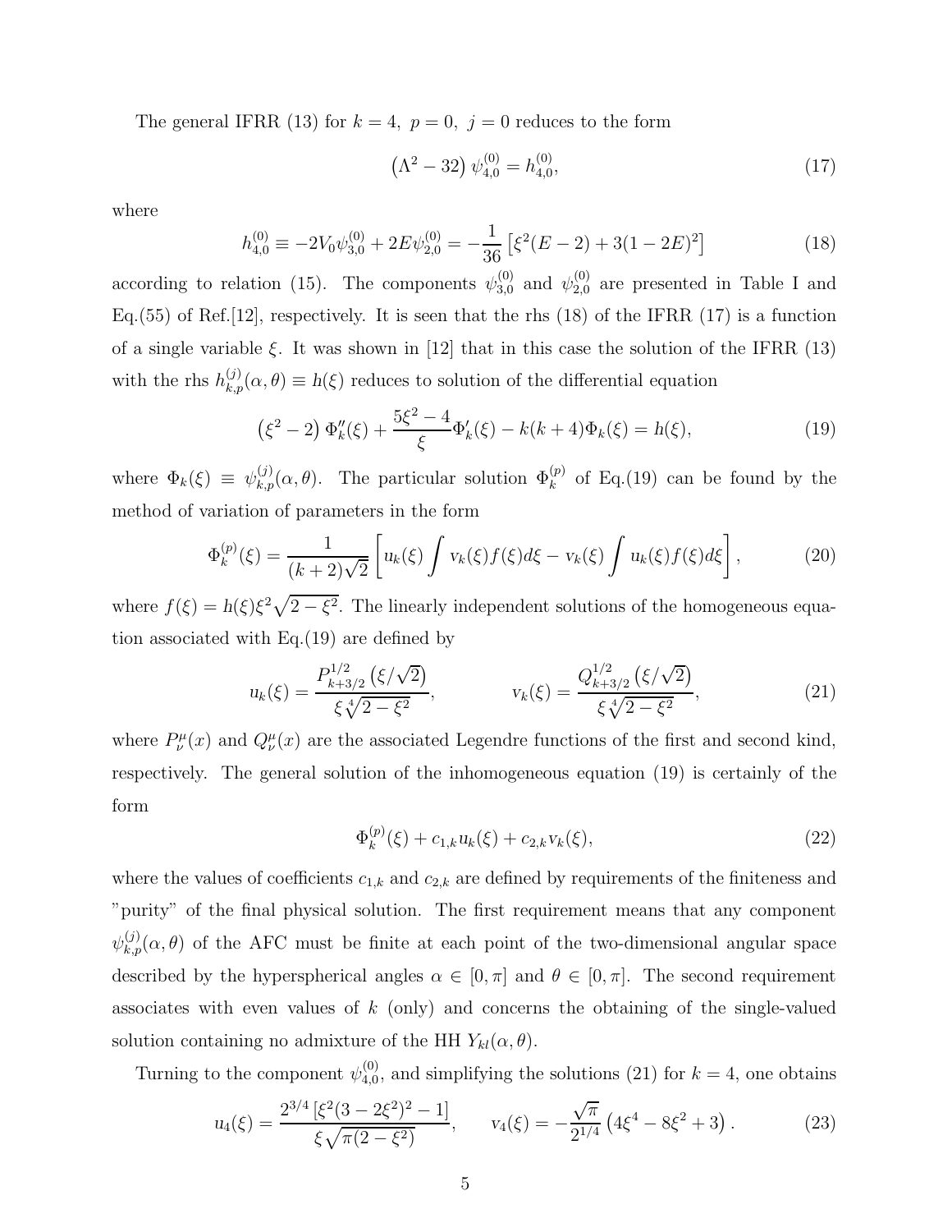The general IFRR (13) for $k=4,\ p=0,\ j=0$ reduces to the form

$$
\left(\Lambda^2 - 32\right)\psi_{4,0}^{(0)} = h_{4,0}^{(0)}, \tag{17}
$$

where

$$
h_{4,0}^{(0)} \equiv -2V_0\psi_{3,0}^{(0)} + 2E\psi_{2,0}^{(0)} = -\frac{1}{36}\left[\xi^2(E-2) + 3(1-2E)^2\right] \tag{18}
$$

according to relation (15). The components $\psi_{3,0}^{(0)}$ and $\psi_{2,0}^{(0)}$ are presented in Table I and Eq.(55) of Ref.[12], respectively. It is seen that the rhs (18) of the IFRR (17) is a function of a single variable $\xi$. It was shown in [12] that in this case the solution of the IFRR (13) with the rhs $h_{k,p}^{(j)}(\alpha,\theta) \equiv h(\xi)$ reduces to solution of the differential equation

$$
\left(\xi^2 - 2\right)\Phi_k''(\xi) + \frac{5\xi^2 - 4}{\xi}\Phi_k'(\xi) - k(k+4)\Phi_k(\xi) = h(\xi), \tag{19}
$$

where $\Phi_k(\xi) \equiv \psi_{k,p}^{(j)}(\alpha,\theta)$. The particular solution $\Phi_k^{(p)}$ of Eq.(19) can be found by the method of variation of parameters in the form

$$
\Phi_k^{(p)}(\xi) = \frac{1}{(k+2)\sqrt{2}}\left[u_k(\xi)\int v_k(\xi)f(\xi)d\xi - v_k(\xi)\int u_k(\xi)f(\xi)d\xi\right], \tag{20}
$$

where $f(\xi) = h(\xi)\xi^2\sqrt{2-\xi^2}$. The linearly independent solutions of the homogeneous equation associated with Eq.(19) are defined by

$$
u_k(\xi) = \frac{P_{k+3/2}^{1/2}\left(\xi/\sqrt{2}\right)}{\xi\sqrt[4]{2-\xi^2}}, \qquad v_k(\xi) = \frac{Q_{k+3/2}^{1/2}\left(\xi/\sqrt{2}\right)}{\xi\sqrt[4]{2-\xi^2}}, \tag{21}
$$

where $P_\nu^\mu(x)$ and $Q_\nu^\mu(x)$ are the associated Legendre functions of the first and second kind, respectively. The general solution of the inhomogeneous equation (19) is certainly of the form

$$
\Phi_k^{(p)}(\xi) + c_{1,k}u_k(\xi) + c_{2,k}v_k(\xi), \tag{22}
$$

where the values of coefficients $c_{1,k}$ and $c_{2,k}$ are defined by requirements of the finiteness and "purity" of the final physical solution. The first requirement means that any component $\psi_{k,p}^{(j)}(\alpha,\theta)$ of the AFC must be finite at each point of the two-dimensional angular space described by the hyperspherical angles $\alpha\in[0,\pi]$ and $\theta\in[0,\pi]$. The second requirement associates with even values of $k$ (only) and concerns the obtaining of the single-valued solution containing no admixture of the HH $Y_{kl}(\alpha,\theta)$.

Turning to the component $\psi_{4,0}^{(0)}$, and simplifying the solutions (21) for $k=4$, one obtains

$$
u_4(\xi) = \frac{2^{3/4}\left[\xi^2(3-2\xi^2)^2 - 1\right]}{\xi\sqrt{\pi(2-\xi^2)}}, \qquad v_4(\xi) = -\frac{\sqrt{\pi}}{2^{1/4}}\left(4\xi^4 - 8\xi^2 + 3\right). \tag{23}
$$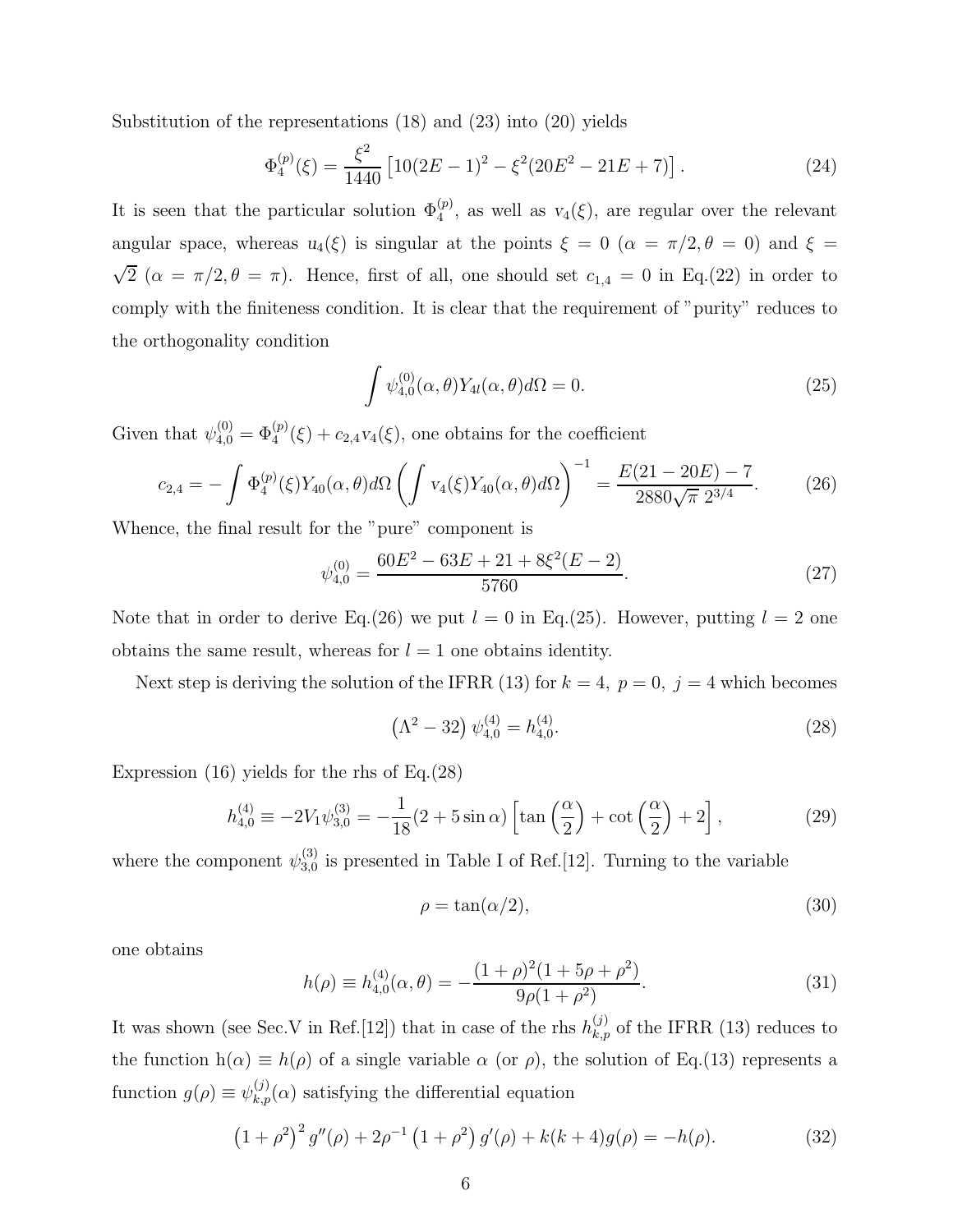Substitution of the representations (18) and (23) into (20) yields

$$\Phi_4^{(p)}(\xi) = \frac{\xi^2}{1440}\left[10(2E-1)^2 - \xi^2(20E^2 - 21E + 7)\right]. \tag{24}$$

It is seen that the particular solution $\Phi_4^{(p)}$, as well as $v_4(\xi)$, are regular over the relevant angular space, whereas $u_4(\xi)$ is singular at the points $\xi = 0$ ($\alpha = \pi/2, \theta = 0$) and $\xi = \sqrt{2}$ ($\alpha = \pi/2, \theta = \pi$). Hence, first of all, one should set $c_{1,4} = 0$ in Eq.(22) in order to comply with the finiteness condition. It is clear that the requirement of "purity" reduces to the orthogonality condition

$$\int \psi_{4,0}^{(0)}(\alpha,\theta) Y_{4l}(\alpha,\theta) d\Omega = 0. \tag{25}$$

Given that $\psi_{4,0}^{(0)} = \Phi_4^{(p)}(\xi) + c_{2,4} v_4(\xi)$, one obtains for the coefficient

$$c_{2,4} = -\int \Phi_4^{(p)}(\xi) Y_{40}(\alpha,\theta) d\Omega \left(\int v_4(\xi) Y_{40}(\alpha,\theta) d\Omega\right)^{-1} = \frac{E(21-20E)-7}{2880\sqrt{\pi}\; 2^{3/4}}. \tag{26}$$

Whence, the final result for the "pure" component is

$$\psi_{4,0}^{(0)} = \frac{60E^2 - 63E + 21 + 8\xi^2(E-2)}{5760}. \tag{27}$$

Note that in order to derive Eq.(26) we put $l = 0$ in Eq.(25). However, putting $l = 2$ one obtains the same result, whereas for $l = 1$ one obtains identity.

Next step is deriving the solution of the IFRR (13) for $k = 4,\ p = 0,\ j = 4$ which becomes

$$\left(\Lambda^2 - 32\right)\psi_{4,0}^{(4)} = h_{4,0}^{(4)}. \tag{28}$$

Expression (16) yields for the rhs of Eq.(28)

$$h_{4,0}^{(4)} \equiv -2V_1\psi_{3,0}^{(3)} = -\frac{1}{18}(2 + 5\sin\alpha)\left[\tan\left(\frac{\alpha}{2}\right) + \cot\left(\frac{\alpha}{2}\right) + 2\right], \tag{29}$$

where the component $\psi_{3,0}^{(3)}$ is presented in Table I of Ref.[12]. Turning to the variable

$$\rho = \tan(\alpha/2), \tag{30}$$

one obtains

$$h(\rho) \equiv h_{4,0}^{(4)}(\alpha,\theta) = -\frac{(1+\rho)^2(1+5\rho+\rho^2)}{9\rho(1+\rho^2)}. \tag{31}$$

It was shown (see Sec.V in Ref.[12]) that in case of the rhs $h_{k,p}^{(j)}$ of the IFRR (13) reduces to the function $\mathrm{h}(\alpha) \equiv h(\rho)$ of a single variable $\alpha$ (or $\rho$), the solution of Eq.(13) represents a function $g(\rho) \equiv \psi_{k,p}^{(j)}(\alpha)$ satisfying the differential equation

$$\left(1+\rho^2\right)^2 g''(\rho) + 2\rho^{-1}\left(1+\rho^2\right) g'(\rho) + k(k+4) g(\rho) = -h(\rho). \tag{32}$$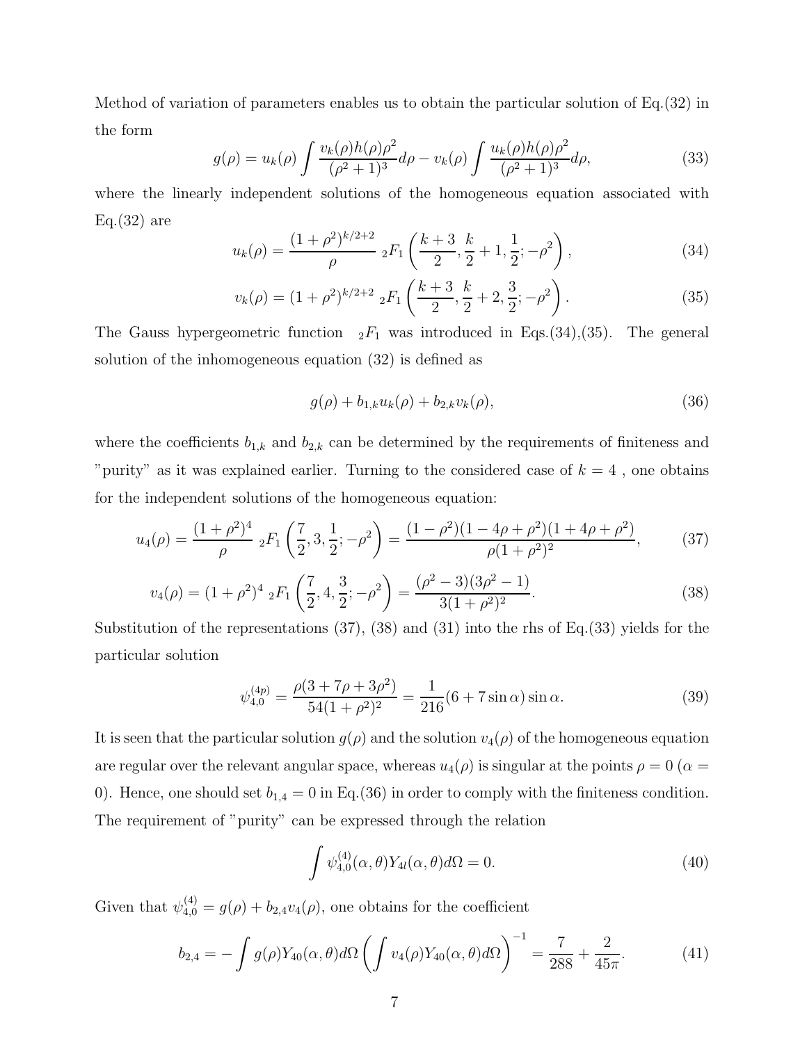Method of variation of parameters enables us to obtain the particular solution of Eq.(32) in the form

$$g(\rho) = u_k(\rho) \int \frac{v_k(\rho)h(\rho)\rho^2}{(\rho^2+1)^3} d\rho - v_k(\rho) \int \frac{u_k(\rho)h(\rho)\rho^2}{(\rho^2+1)^3} d\rho, \tag{33}$$

where the linearly independent solutions of the homogeneous equation associated with Eq.(32) are

$$u_k(\rho) = \frac{(1+\rho^2)^{k/2+2}}{\rho} \; {}_2F_1\left(\frac{k+3}{2}, \frac{k}{2}+1, \frac{1}{2}; -\rho^2\right), \tag{34}$$

$$v_k(\rho) = (1+\rho^2)^{k/2+2} \; {}_2F_1\left(\frac{k+3}{2}, \frac{k}{2}+2, \frac{3}{2}; -\rho^2\right). \tag{35}$$

The Gauss hypergeometric function ${}_2F_1$ was introduced in Eqs.(34),(35). The general solution of the inhomogeneous equation (32) is defined as

$$g(\rho) + b_{1,k}u_k(\rho) + b_{2,k}v_k(\rho), \tag{36}$$

where the coefficients $b_{1,k}$ and $b_{2,k}$ can be determined by the requirements of finiteness and "purity" as it was explained earlier. Turning to the considered case of $k = 4$ , one obtains for the independent solutions of the homogeneous equation:

$$u_4(\rho) = \frac{(1+\rho^2)^4}{\rho} \; {}_2F_1\left(\frac{7}{2}, 3, \frac{1}{2}; -\rho^2\right) = \frac{(1-\rho^2)(1-4\rho+\rho^2)(1+4\rho+\rho^2)}{\rho(1+\rho^2)^2}, \tag{37}$$

$$v_4(\rho) = (1+\rho^2)^4 \; {}_2F_1\left(\frac{7}{2}, 4, \frac{3}{2}; -\rho^2\right) = \frac{(\rho^2-3)(3\rho^2-1)}{3(1+\rho^2)^2}. \tag{38}$$

Substitution of the representations (37), (38) and (31) into the rhs of Eq.(33) yields for the particular solution

$$\psi_{4,0}^{(4p)} = \frac{\rho(3+7\rho+3\rho^2)}{54(1+\rho^2)^2} = \frac{1}{216}(6+7\sin\alpha)\sin\alpha. \tag{39}$$

It is seen that the particular solution $g(\rho)$ and the solution $v_4(\rho)$ of the homogeneous equation are regular over the relevant angular space, whereas $u_4(\rho)$ is singular at the points $\rho = 0$ ($\alpha = 0$). Hence, one should set $b_{1,4} = 0$ in Eq.(36) in order to comply with the finiteness condition. The requirement of "purity" can be expressed through the relation

$$\int \psi_{4,0}^{(4)}(\alpha,\theta)Y_{4l}(\alpha,\theta)d\Omega = 0. \tag{40}$$

Given that $\psi_{4,0}^{(4)} = g(\rho) + b_{2,4}v_4(\rho)$, one obtains for the coefficient

$$b_{2,4} = -\int g(\rho)Y_{40}(\alpha,\theta)d\Omega \left(\int v_4(\rho)Y_{40}(\alpha,\theta)d\Omega\right)^{-1} = \frac{7}{288} + \frac{2}{45\pi}. \tag{41}$$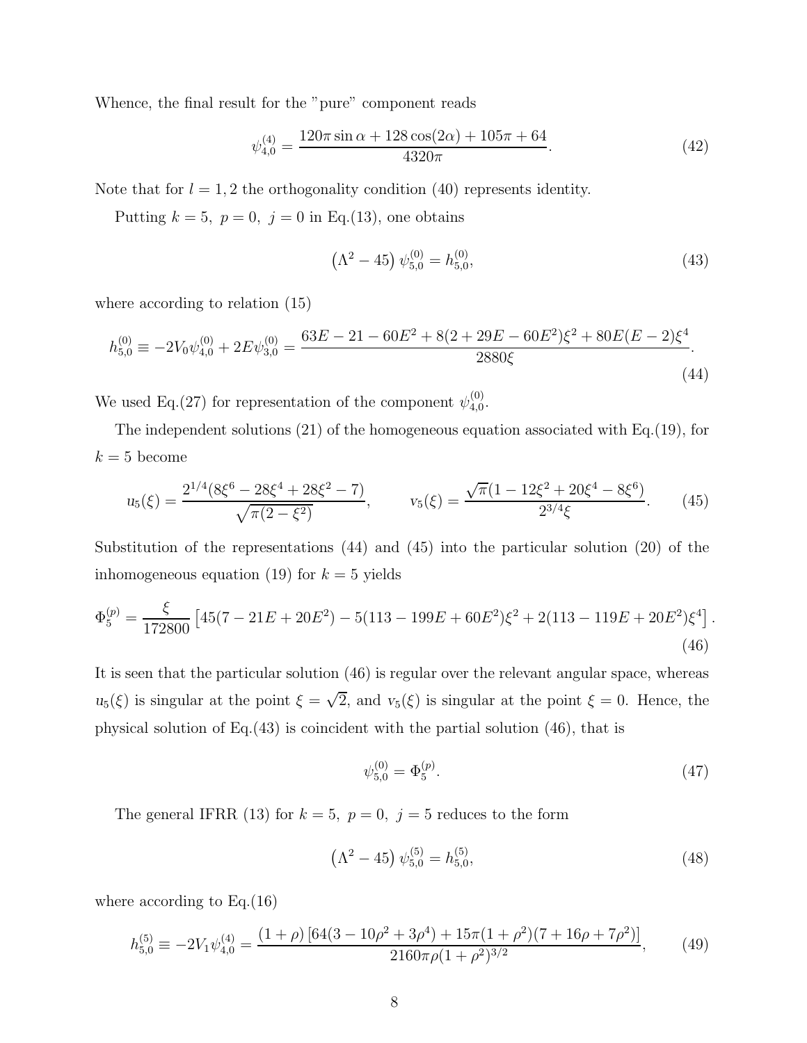Whence, the final result for the "pure" component reads

$$\psi_{4,0}^{(4)} = \frac{120\pi \sin\alpha + 128\cos(2\alpha) + 105\pi + 64}{4320\pi}. \tag{42}$$

Note that for $l = 1, 2$ the orthogonality condition (40) represents identity.

Putting $k = 5,\ p = 0,\ j = 0$ in Eq.(13), one obtains

$$\left(\Lambda^2 - 45\right)\psi_{5,0}^{(0)} = h_{5,0}^{(0)}, \tag{43}$$

where according to relation (15)

$$h_{5,0}^{(0)} \equiv -2V_0\psi_{4,0}^{(0)} + 2E\psi_{3,0}^{(0)} = \frac{63E - 21 - 60E^2 + 8(2 + 29E - 60E^2)\xi^2 + 80E(E-2)\xi^4}{2880\xi}. \tag{44}$$

We used Eq.(27) for representation of the component $\psi_{4,0}^{(0)}$.

The independent solutions (21) of the homogeneous equation associated with Eq.(19), for $k = 5$ become

$$u_5(\xi) = \frac{2^{1/4}(8\xi^6 - 28\xi^4 + 28\xi^2 - 7)}{\sqrt{\pi(2-\xi^2)}}, \qquad v_5(\xi) = \frac{\sqrt{\pi}(1 - 12\xi^2 + 20\xi^4 - 8\xi^6)}{2^{3/4}\xi}. \tag{45}$$

Substitution of the representations (44) and (45) into the particular solution (20) of the inhomogeneous equation (19) for $k = 5$ yields

$$\Phi_5^{(p)} = \frac{\xi}{172800}\left[45(7 - 21E + 20E^2) - 5(113 - 199E + 60E^2)\xi^2 + 2(113 - 119E + 20E^2)\xi^4\right]. \tag{46}$$

It is seen that the particular solution (46) is regular over the relevant angular space, whereas $u_5(\xi)$ is singular at the point $\xi = \sqrt{2}$, and $v_5(\xi)$ is singular at the point $\xi = 0$. Hence, the physical solution of Eq.(43) is coincident with the partial solution (46), that is

$$\psi_{5,0}^{(0)} = \Phi_5^{(p)}. \tag{47}$$

The general IFRR (13) for $k = 5,\ p = 0,\ j = 5$ reduces to the form

$$\left(\Lambda^2 - 45\right)\psi_{5,0}^{(5)} = h_{5,0}^{(5)}, \tag{48}$$

where according to Eq.(16)

$$h_{5,0}^{(5)} \equiv -2V_1\psi_{4,0}^{(4)} = \frac{(1+\rho)\left[64(3 - 10\rho^2 + 3\rho^4) + 15\pi(1+\rho^2)(7 + 16\rho + 7\rho^2)\right]}{2160\pi\rho(1+\rho^2)^{3/2}}, \tag{49}$$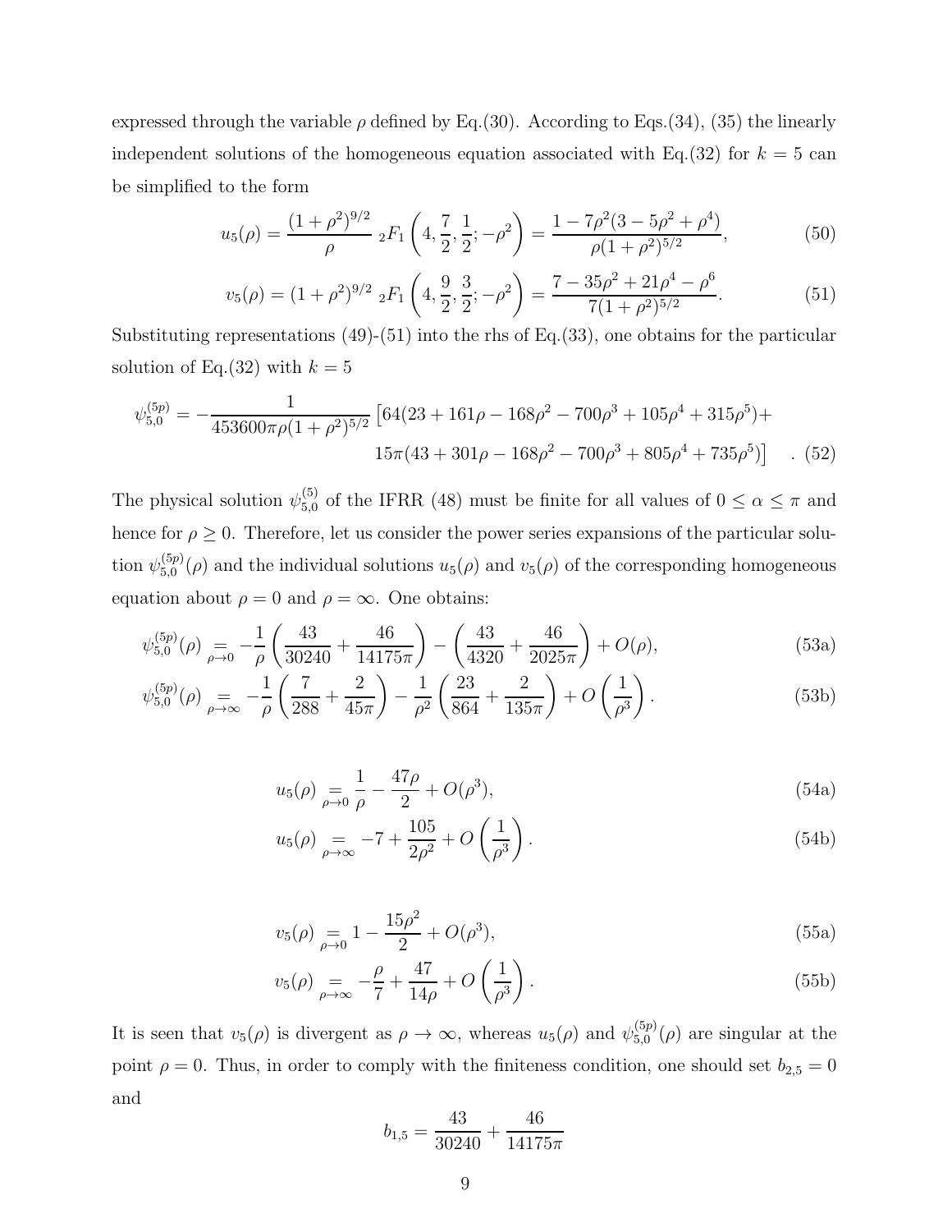expressed through the variable $\rho$ defined by Eq.(30). According to Eqs.(34), (35) the linearly independent solutions of the homogeneous equation associated with Eq.(32) for $k = 5$ can be simplified to the form

$$u_5(\rho) = \frac{(1+\rho^2)^{9/2}}{\rho} \; {}_2F_1\left(4, \frac{7}{2}, \frac{1}{2}; -\rho^2\right) = \frac{1 - 7\rho^2(3 - 5\rho^2 + \rho^4)}{\rho(1+\rho^2)^{5/2}}, \tag{50}$$

$$v_5(\rho) = (1+\rho^2)^{9/2} \; {}_2F_1\left(4, \frac{9}{2}, \frac{3}{2}; -\rho^2\right) = \frac{7 - 35\rho^2 + 21\rho^4 - \rho^6}{7(1+\rho^2)^{5/2}}. \tag{51}$$

Substituting representations (49)-(51) into the rhs of Eq.(33), one obtains for the particular solution of Eq.(32) with $k = 5$

$$\psi_{5,0}^{(5p)} = -\frac{1}{453600\pi\rho(1+\rho^2)^{5/2}} \left[64(23 + 161\rho - 168\rho^2 - 700\rho^3 + 105\rho^4 + 315\rho^5) + \right.$$
$$\left. 15\pi(43 + 301\rho - 168\rho^2 - 700\rho^3 + 805\rho^4 + 735\rho^5)\right] \quad . \tag{52}$$

The physical solution $\psi_{5,0}^{(5)}$ of the IFRR (48) must be finite for all values of $0 \le \alpha \le \pi$ and hence for $\rho \ge 0$. Therefore, let us consider the power series expansions of the particular solution $\psi_{5,0}^{(5p)}(\rho)$ and the individual solutions $u_5(\rho)$ and $v_5(\rho)$ of the corresponding homogeneous equation about $\rho = 0$ and $\rho = \infty$. One obtains:

$$\psi_{5,0}^{(5p)}(\rho) \underset{\rho\to 0}{=} -\frac{1}{\rho}\left(\frac{43}{30240} + \frac{46}{14175\pi}\right) - \left(\frac{43}{4320} + \frac{46}{2025\pi}\right) + O(\rho), \tag{53a}$$

$$\psi_{5,0}^{(5p)}(\rho) \underset{\rho\to \infty}{=} -\frac{1}{\rho}\left(\frac{7}{288} + \frac{2}{45\pi}\right) - \frac{1}{\rho^2}\left(\frac{23}{864} + \frac{2}{135\pi}\right) + O\left(\frac{1}{\rho^3}\right). \tag{53b}$$

$$u_5(\rho) \underset{\rho\to 0}{=} \frac{1}{\rho} - \frac{47\rho}{2} + O(\rho^3), \tag{54a}$$

$$u_5(\rho) \underset{\rho\to \infty}{=} -7 + \frac{105}{2\rho^2} + O\left(\frac{1}{\rho^3}\right). \tag{54b}$$

$$v_5(\rho) \underset{\rho\to 0}{=} 1 - \frac{15\rho^2}{2} + O(\rho^3), \tag{55a}$$

$$v_5(\rho) \underset{\rho\to \infty}{=} -\frac{\rho}{7} + \frac{47}{14\rho} + O\left(\frac{1}{\rho^3}\right). \tag{55b}$$

It is seen that $v_5(\rho)$ is divergent as $\rho \to \infty$, whereas $u_5(\rho)$ and $\psi_{5,0}^{(5p)}(\rho)$ are singular at the point $\rho = 0$. Thus, in order to comply with the finiteness condition, one should set $b_{2,5} = 0$ and

$$b_{1,5} = \frac{43}{30240} + \frac{46}{14175\pi}$$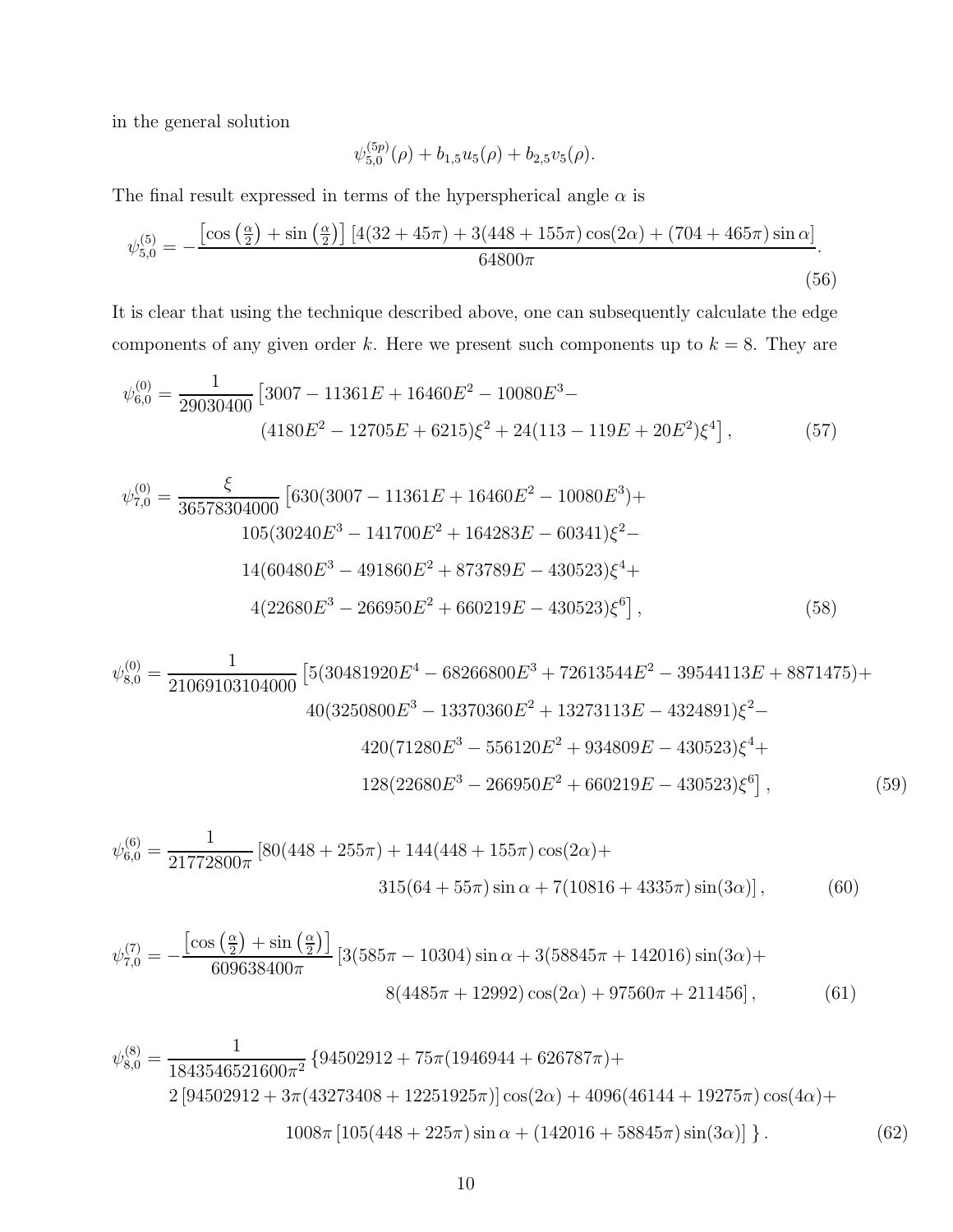in the general solution

$$\psi_{5,0}^{(5p)}(\rho) + b_{1,5}u_5(\rho) + b_{2,5}v_5(\rho).$$

The final result expressed in terms of the hyperspherical angle $\alpha$ is

$$\psi_{5,0}^{(5)} = -\frac{\left[\cos\left(\frac{\alpha}{2}\right) + \sin\left(\frac{\alpha}{2}\right)\right]\left[4(32+45\pi) + 3(448+155\pi)\cos(2\alpha) + (704+465\pi)\sin\alpha\right]}{64800\pi}. \tag{56}$$

It is clear that using the technique described above, one can subsequently calculate the edge components of any given order $k$. Here we present such components up to $k = 8$. They are

$$\psi_{6,0}^{(0)} = \frac{1}{29030400}\left[3007 - 11361E + 16460E^2 - 10080E^3 - (4180E^2 - 12705E + 6215)\xi^2 + 24(113 - 119E + 20E^2)\xi^4\right], \tag{57}$$

$$\begin{aligned}\psi_{7,0}^{(0)} = \frac{\xi}{36578304000}\big[&630(3007 - 11361E + 16460E^2 - 10080E^3) + \\ &105(30240E^3 - 141700E^2 + 164283E - 60341)\xi^2 - \\ &14(60480E^3 - 491860E^2 + 873789E - 430523)\xi^4 + \\ &4(22680E^3 - 266950E^2 + 660219E - 430523)\xi^6\big],\end{aligned} \tag{58}$$

$$\begin{aligned}\psi_{8,0}^{(0)} = \frac{1}{21069103104000}\big[&5(30481920E^4 - 68266800E^3 + 72613544E^2 - 39544113E + 8871475) + \\ &40(3250800E^3 - 13370360E^2 + 13273113E - 4324891)\xi^2 - \\ &420(71280E^3 - 556120E^2 + 934809E - 430523)\xi^4 + \\ &128(22680E^3 - 266950E^2 + 660219E - 430523)\xi^6\big],\end{aligned} \tag{59}$$

$$\begin{aligned}\psi_{6,0}^{(6)} = \frac{1}{21772800\pi}\big[&80(448 + 255\pi) + 144(448 + 155\pi)\cos(2\alpha) + \\ &315(64 + 55\pi)\sin\alpha + 7(10816 + 4335\pi)\sin(3\alpha)\big],\end{aligned} \tag{60}$$

$$\begin{aligned}\psi_{7,0}^{(7)} = -\frac{\left[\cos\left(\frac{\alpha}{2}\right) + \sin\left(\frac{\alpha}{2}\right)\right]}{609638400\pi}\big[&3(585\pi - 10304)\sin\alpha + 3(58845\pi + 142016)\sin(3\alpha) + \\ &8(4485\pi + 12992)\cos(2\alpha) + 97560\pi + 211456\big],\end{aligned} \tag{61}$$

$$\begin{aligned}\psi_{8,0}^{(8)} = \frac{1}{1843546521600\pi^2}\big\{&94502912 + 75\pi(1946944 + 626787\pi) + \\ &2\left[94502912 + 3\pi(43273408 + 12251925\pi)\right]\cos(2\alpha) + 4096(46144 + 19275\pi)\cos(4\alpha) + \\ &1008\pi\left[105(448 + 225\pi)\sin\alpha + (142016 + 58845\pi)\sin(3\alpha)\right]\big\}.\end{aligned} \tag{62}$$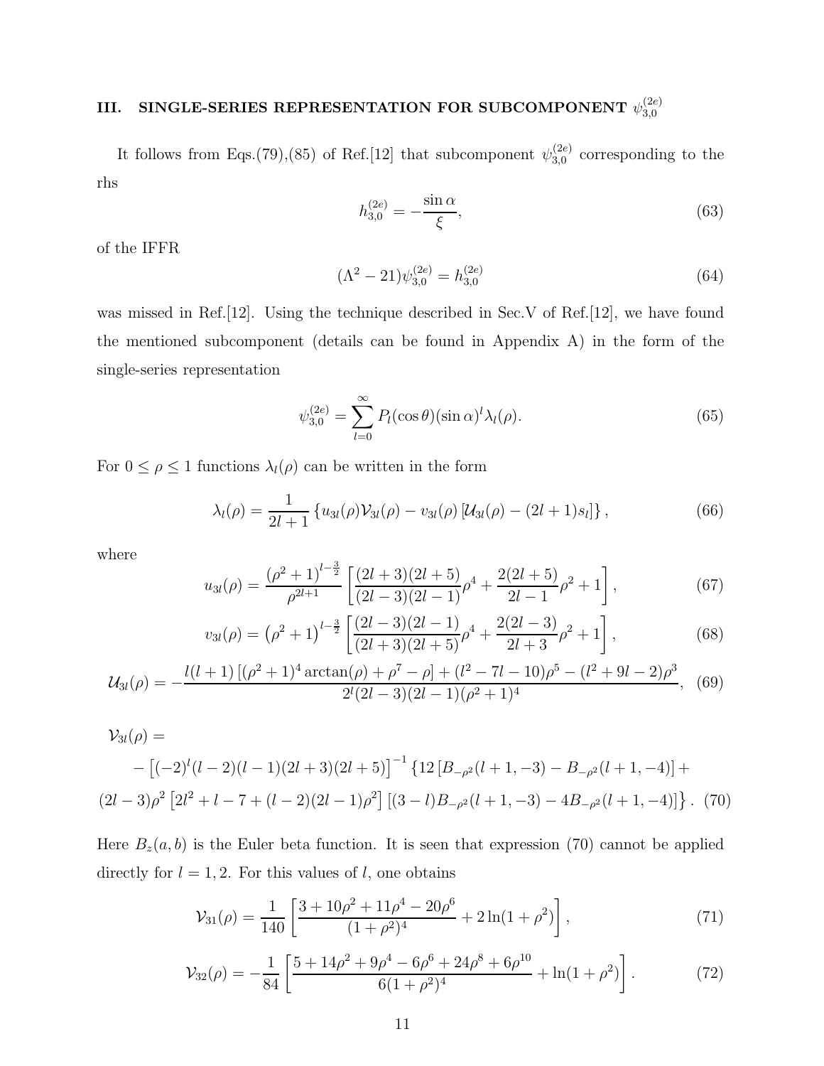## III. SINGLE-SERIES REPRESENTATION FOR SUBCOMPONENT $\psi_{3,0}^{(2e)}$

It follows from Eqs.(79),(85) of Ref.[12] that subcomponent $\psi_{3,0}^{(2e)}$ corresponding to the rhs

$$h_{3,0}^{(2e)} = -\frac{\sin\alpha}{\xi}, \tag{63}$$

of the IFFR

$$(\Lambda^2 - 21)\psi_{3,0}^{(2e)} = h_{3,0}^{(2e)} \tag{64}$$

was missed in Ref.[12]. Using the technique described in Sec.V of Ref.[12], we have found the mentioned subcomponent (details can be found in Appendix A) in the form of the single-series representation

$$\psi_{3,0}^{(2e)} = \sum_{l=0}^{\infty} P_l(\cos\theta)(\sin\alpha)^l \lambda_l(\rho). \tag{65}$$

For $0 \le \rho \le 1$ functions $\lambda_l(\rho)$ can be written in the form

$$\lambda_l(\rho) = \frac{1}{2l+1}\left\{u_{3l}(\rho)\mathcal{V}_{3l}(\rho) - v_{3l}(\rho)\left[\mathcal{U}_{3l}(\rho) - (2l+1)s_l\right]\right\}, \tag{66}$$

where

$$u_{3l}(\rho) = \frac{\left(\rho^2+1\right)^{l-\frac{3}{2}}}{\rho^{2l+1}}\left[\frac{(2l+3)(2l+5)}{(2l-3)(2l-1)}\rho^4 + \frac{2(2l+5)}{2l-1}\rho^2 + 1\right], \tag{67}$$

$$v_{3l}(\rho) = \left(\rho^2+1\right)^{l-\frac{3}{2}}\left[\frac{(2l-3)(2l-1)}{(2l+3)(2l+5)}\rho^4 + \frac{2(2l-3)}{2l+3}\rho^2 + 1\right], \tag{68}$$

$$\mathcal{U}_{3l}(\rho) = -\frac{l(l+1)\left[(\rho^2+1)^4\arctan(\rho) + \rho^7 - \rho\right] + (l^2-7l-10)\rho^5 - (l^2+9l-2)\rho^3}{2^l(2l-3)(2l-1)(\rho^2+1)^4}, \tag{69}$$

$$\begin{aligned}
\mathcal{V}_{3l}(\rho) &= \\
&- \left[(-2)^l(l-2)(l-1)(2l+3)(2l+5)\right]^{-1}\left\{12\left[B_{-\rho^2}(l+1,-3) - B_{-\rho^2}(l+1,-4)\right] + \right. \\
&\left.(2l-3)\rho^2\left[2l^2+l-7+(l-2)(2l-1)\rho^2\right]\left[(3-l)B_{-\rho^2}(l+1,-3) - 4B_{-\rho^2}(l+1,-4)\right]\right\}.
\end{aligned} \tag{70}$$

Here $B_z(a,b)$ is the Euler beta function. It is seen that expression (70) cannot be applied directly for $l = 1, 2$. For this values of $l$, one obtains

$$\mathcal{V}_{31}(\rho) = \frac{1}{140}\left[\frac{3+10\rho^2+11\rho^4-20\rho^6}{(1+\rho^2)^4} + 2\ln(1+\rho^2)\right], \tag{71}$$

$$\mathcal{V}_{32}(\rho) = -\frac{1}{84}\left[\frac{5+14\rho^2+9\rho^4-6\rho^6+24\rho^8+6\rho^{10}}{6(1+\rho^2)^4} + \ln(1+\rho^2)\right]. \tag{72}$$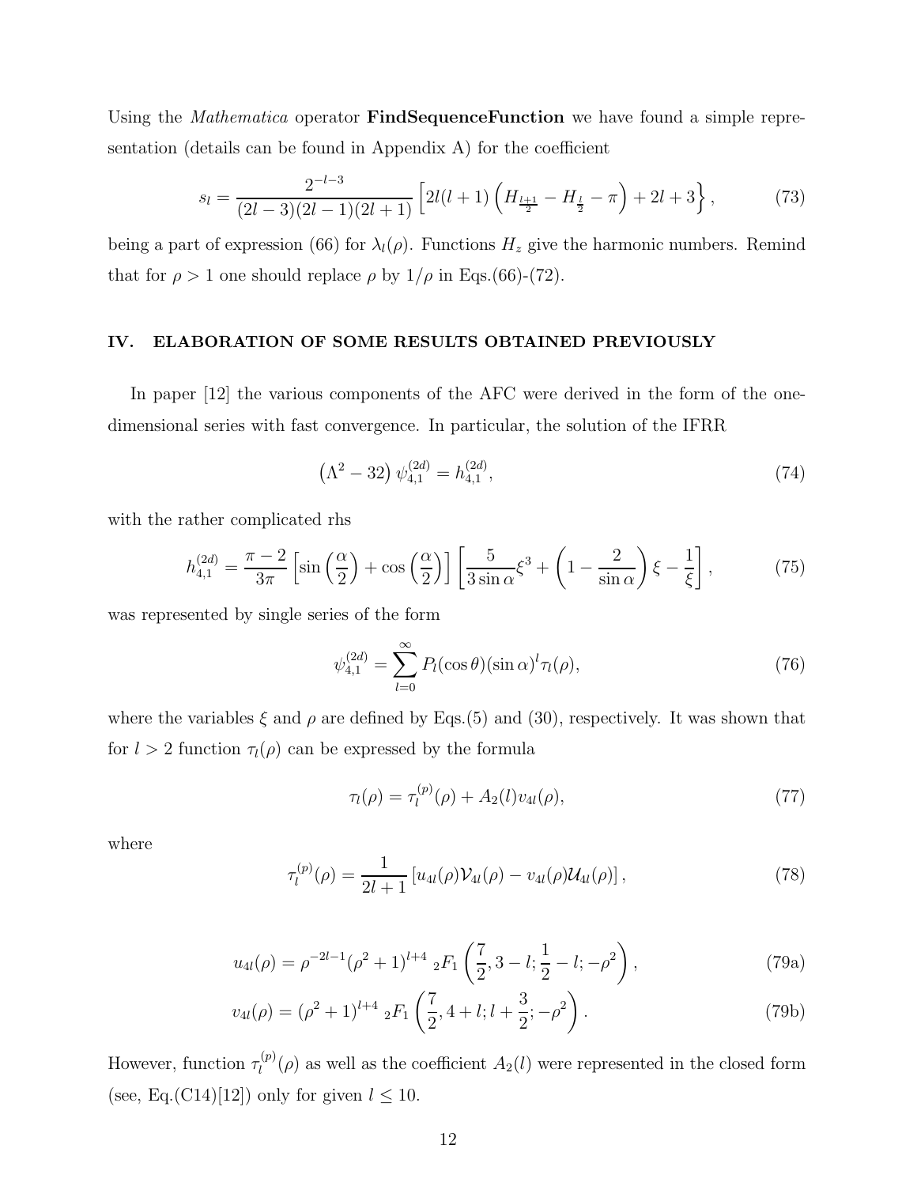Using the *Mathematica* operator **FindSequenceFunction** we have found a simple representation (details can be found in Appendix A) for the coefficient

$$s_l = \frac{2^{-l-3}}{(2l-3)(2l-1)(2l+1)}\left[2l(l+1)\left(H_{\frac{l+1}{2}} - H_{\frac{l}{2}} - \pi\right) + 2l + 3\right\}, \tag{73}$$

being a part of expression (66) for $\lambda_l(\rho)$. Functions $H_z$ give the harmonic numbers. Remind that for $\rho > 1$ one should replace $\rho$ by $1/\rho$ in Eqs.(66)-(72).

## IV. ELABORATION OF SOME RESULTS OBTAINED PREVIOUSLY

In paper [12] the various components of the AFC were derived in the form of the one-dimensional series with fast convergence. In particular, the solution of the IFRR

$$\left(\Lambda^2 - 32\right)\psi_{4,1}^{(2d)} = h_{4,1}^{(2d)}, \tag{74}$$

with the rather complicated rhs

$$h_{4,1}^{(2d)} = \frac{\pi - 2}{3\pi}\left[\sin\left(\frac{\alpha}{2}\right) + \cos\left(\frac{\alpha}{2}\right)\right]\left[\frac{5}{3\sin\alpha}\xi^3 + \left(1 - \frac{2}{\sin\alpha}\right)\xi - \frac{1}{\xi}\right], \tag{75}$$

was represented by single series of the form

$$\psi_{4,1}^{(2d)} = \sum_{l=0}^{\infty} P_l(\cos\theta)(\sin\alpha)^l \tau_l(\rho), \tag{76}$$

where the variables $\xi$ and $\rho$ are defined by Eqs.(5) and (30), respectively. It was shown that for $l > 2$ function $\tau_l(\rho)$ can be expressed by the formula

$$\tau_l(\rho) = \tau_l^{(p)}(\rho) + A_2(l)v_{4l}(\rho), \tag{77}$$

where

$$\tau_l^{(p)}(\rho) = \frac{1}{2l+1}\left[u_{4l}(\rho)\mathcal{V}_{4l}(\rho) - v_{4l}(\rho)\mathcal{U}_{4l}(\rho)\right], \tag{78}$$

$$u_{4l}(\rho) = \rho^{-2l-1}(\rho^2+1)^{l+4}\ {}_2F_1\left(\frac{7}{2}, 3-l; \frac{1}{2}-l; -\rho^2\right), \tag{79a}$$

$$v_{4l}(\rho) = (\rho^2+1)^{l+4}\ {}_2F_1\left(\frac{7}{2}, 4+l; l+\frac{3}{2}; -\rho^2\right). \tag{79b}$$

However, function $\tau_l^{(p)}(\rho)$ as well as the coefficient $A_2(l)$ were represented in the closed form (see, Eq.(C14)[12]) only for given $l \leq 10$.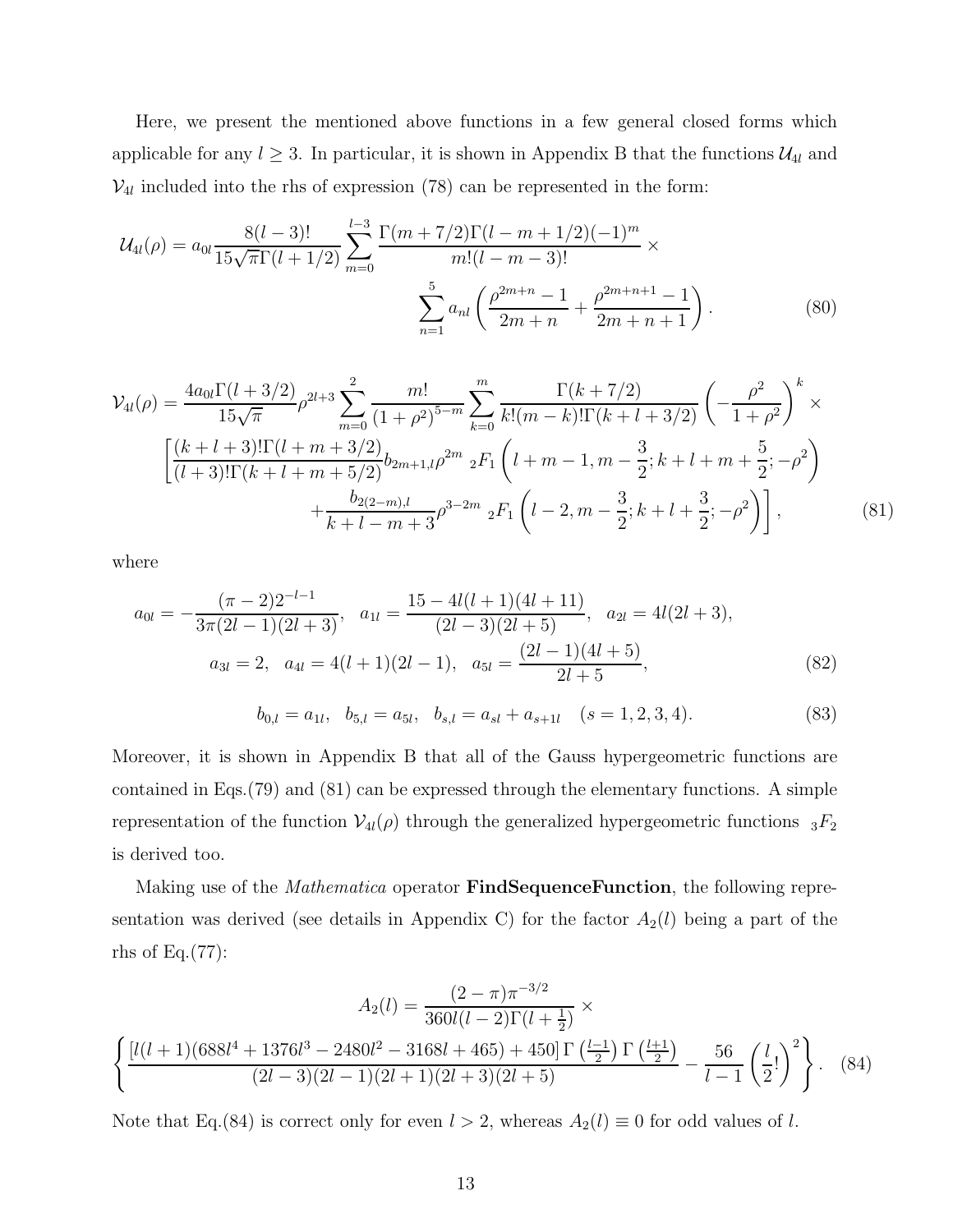Here, we present the mentioned above functions in a few general closed forms which applicable for any $l \geq 3$. In particular, it is shown in Appendix B that the functions $\mathcal{U}_{4l}$ and $\mathcal{V}_{4l}$ included into the rhs of expression (78) can be represented in the form:

$$
\mathcal{U}_{4l}(\rho) = a_{0l} \frac{8(l-3)!}{15\sqrt{\pi}\Gamma(l+1/2)} \sum_{m=0}^{l-3} \frac{\Gamma(m+7/2)\Gamma(l-m+1/2)(-1)^m}{m!(l-m-3)!} \times \sum_{n=1}^{5} a_{nl} \left( \frac{\rho^{2m+n}-1}{2m+n} + \frac{\rho^{2m+n+1}-1}{2m+n+1} \right). \tag{80}
$$

$$
\begin{aligned}
\mathcal{V}_{4l}(\rho) = \frac{4a_{0l}\Gamma(l+3/2)}{15\sqrt{\pi}} \rho^{2l+3} \sum_{m=0}^{2} \frac{m!}{(1+\rho^2)^{5-m}} \sum_{k=0}^{m} \frac{\Gamma(k+7/2)}{k!(m-k)!\Gamma(k+l+3/2)} \left( -\frac{\rho^2}{1+\rho^2} \right)^k \times \\
\left[ \frac{(k+l+3)!\Gamma(l+m+3/2)}{(l+3)!\Gamma(k+l+m+5/2)} b_{2m+1,l} \rho^{2m} \; {}_2F_1\left( l+m-1, m-\frac{3}{2}; k+l+m+\frac{5}{2}; -\rho^2 \right) \right. \\
\left. + \frac{b_{2(2-m),l}}{k+l-m+3} \rho^{3-2m} \; {}_2F_1\left( l-2, m-\frac{3}{2}; k+l+\frac{3}{2}; -\rho^2 \right) \right],
\end{aligned} \tag{81}
$$

where

$$
a_{0l} = -\frac{(\pi-2)2^{-l-1}}{3\pi(2l-1)(2l+3)}, \quad a_{1l} = \frac{15-4l(l+1)(4l+11)}{(2l-3)(2l+5)}, \quad a_{2l} = 4l(2l+3),
$$
$$
a_{3l} = 2, \quad a_{4l} = 4(l+1)(2l-1), \quad a_{5l} = \frac{(2l-1)(4l+5)}{2l+5}, \tag{82}
$$

$$
b_{0,l} = a_{1l}, \quad b_{5,l} = a_{5l}, \quad b_{s,l} = a_{sl} + a_{s+1l} \quad (s = 1,2,3,4). \tag{83}
$$

Moreover, it is shown in Appendix B that all of the Gauss hypergeometric functions are contained in Eqs.(79) and (81) can be expressed through the elementary functions. A simple representation of the function $\mathcal{V}_{4l}(\rho)$ through the generalized hypergeometric functions ${}_3F_2$ is derived too.

Making use of the *Mathematica* operator **FindSequenceFunction**, the following representation was derived (see details in Appendix C) for the factor $A_2(l)$ being a part of the rhs of Eq.(77):

$$
A_2(l) = \frac{(2-\pi)\pi^{-3/2}}{360l(l-2)\Gamma(l+\frac{1}{2})} \times \left\{ \frac{\left[l(l+1)(688l^4+1376l^3-2480l^2-3168l+465)+450\right]\Gamma\left(\frac{l-1}{2}\right)\Gamma\left(\frac{l+1}{2}\right)}{(2l-3)(2l-1)(2l+1)(2l+3)(2l+5)} - \frac{56}{l-1}\left(\frac{l}{2}!\right)^2 \right\}. \tag{84}
$$

Note that Eq.(84) is correct only for even $l > 2$, whereas $A_2(l) \equiv 0$ for odd values of $l$.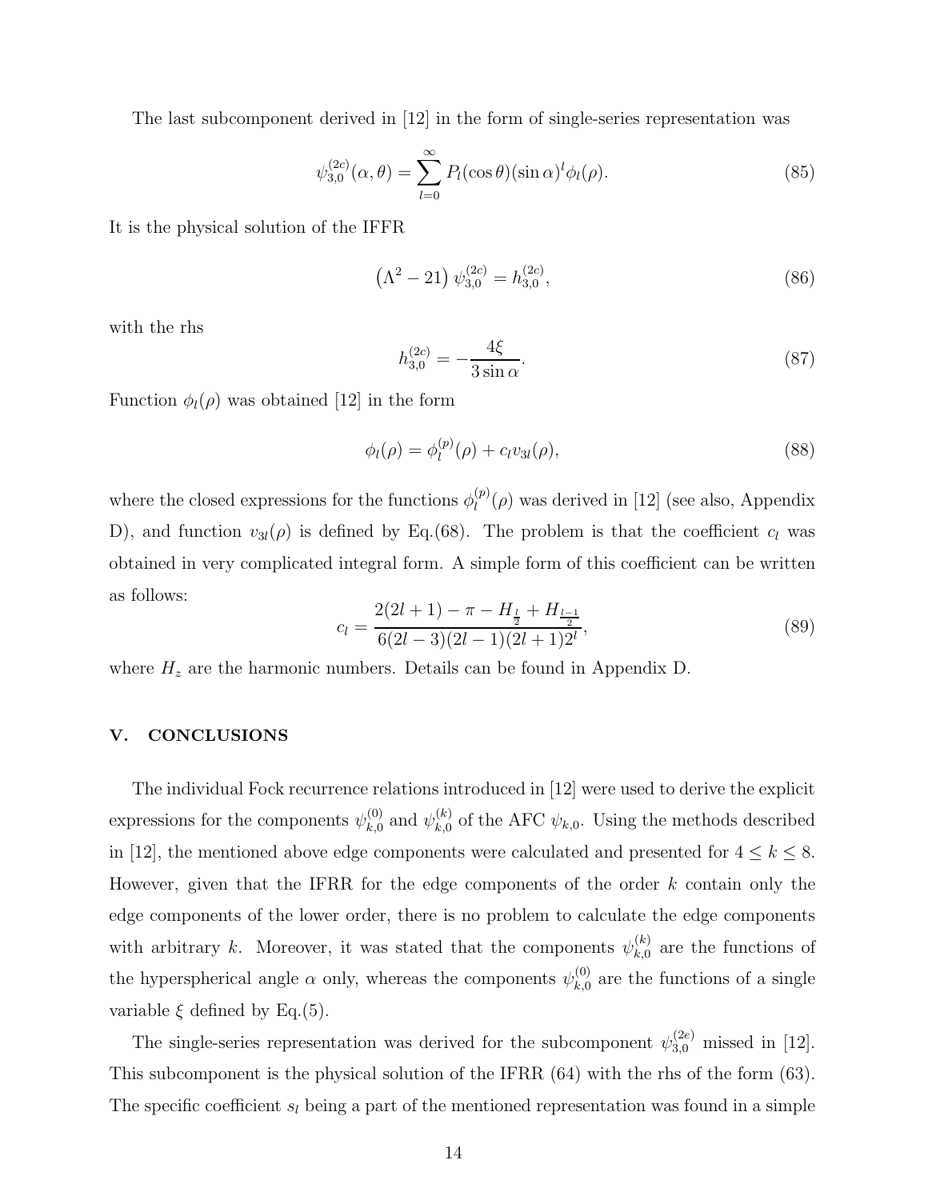The last subcomponent derived in [12] in the form of single-series representation was

$$\psi_{3,0}^{(2c)}(\alpha,\theta)=\sum_{l=0}^{\infty}P_l(\cos\theta)(\sin\alpha)^l\phi_l(\rho). \tag{85}$$

It is the physical solution of the IFFR

$$\left(\Lambda^2-21\right)\psi_{3,0}^{(2c)}=h_{3,0}^{(2c)}, \tag{86}$$

with the rhs

$$h_{3,0}^{(2c)}=-\frac{4\xi}{3\sin\alpha}. \tag{87}$$

Function $\phi_l(\rho)$ was obtained [12] in the form

$$\phi_l(\rho)=\phi_l^{(p)}(\rho)+c_l v_{3l}(\rho), \tag{88}$$

where the closed expressions for the functions $\phi_l^{(p)}(\rho)$ was derived in [12] (see also, Appendix D), and function $v_{3l}(\rho)$ is defined by Eq.(68). The problem is that the coefficient $c_l$ was obtained in very complicated integral form. A simple form of this coefficient can be written as follows:

$$c_l=\frac{2(2l+1)-\pi-H_{\frac{l}{2}}+H_{\frac{l-1}{2}}}{6(2l-3)(2l-1)(2l+1)2^l}, \tag{89}$$

where $H_z$ are the harmonic numbers. Details can be found in Appendix D.

## V. CONCLUSIONS

The individual Fock recurrence relations introduced in [12] were used to derive the explicit expressions for the components $\psi_{k,0}^{(0)}$ and $\psi_{k,0}^{(k)}$ of the AFC $\psi_{k,0}$. Using the methods described in [12], the mentioned above edge components were calculated and presented for $4\le k\le 8$. However, given that the IFRR for the edge components of the order $k$ contain only the edge components of the lower order, there is no problem to calculate the edge components with arbitrary $k$. Moreover, it was stated that the components $\psi_{k,0}^{(k)}$ are the functions of the hyperspherical angle $\alpha$ only, whereas the components $\psi_{k,0}^{(0)}$ are the functions of a single variable $\xi$ defined by Eq.(5).

The single-series representation was derived for the subcomponent $\psi_{3,0}^{(2e)}$ missed in [12]. This subcomponent is the physical solution of the IFRR (64) with the rhs of the form (63). The specific coefficient $s_l$ being a part of the mentioned representation was found in a simple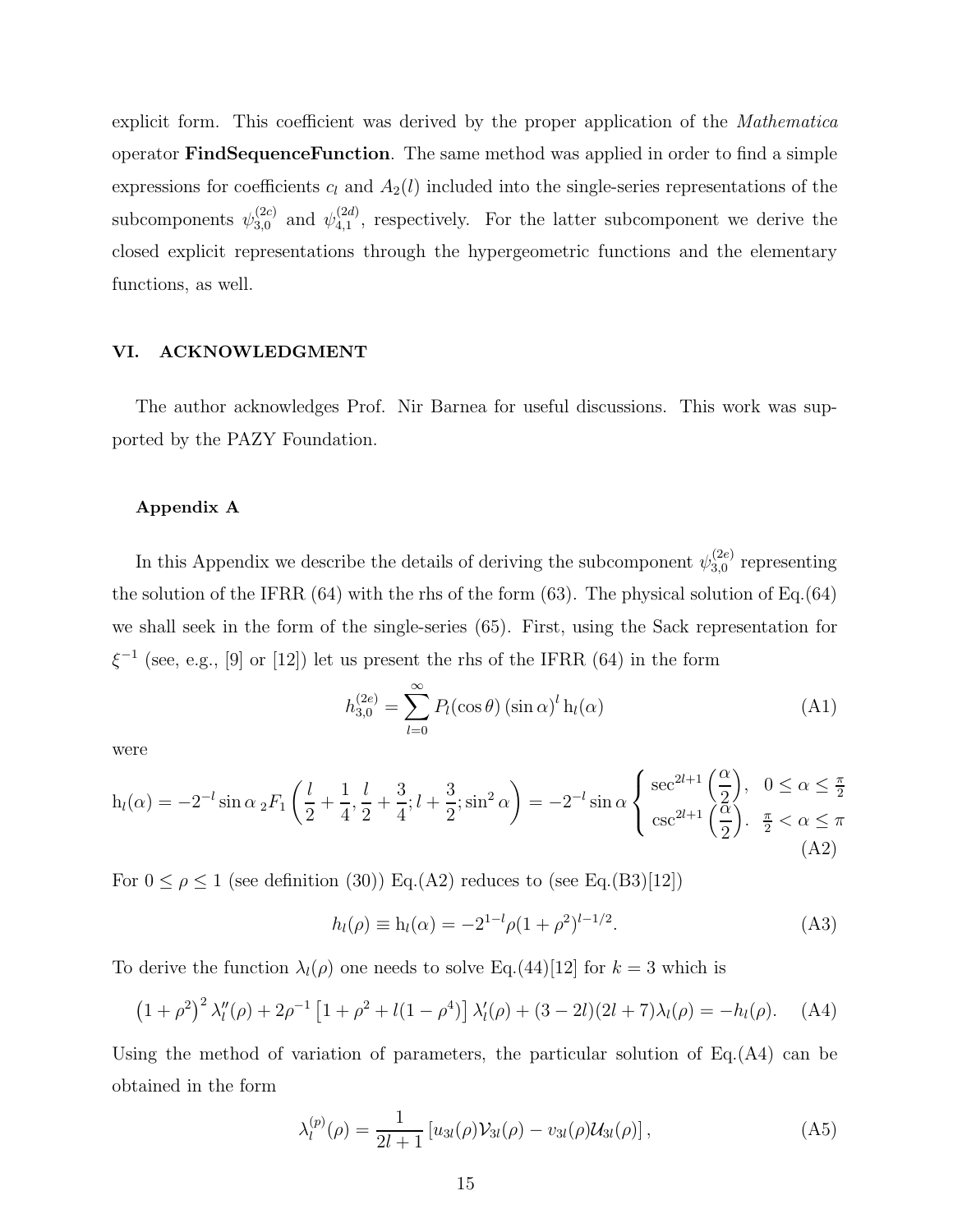explicit form. This coefficient was derived by the proper application of the *Mathematica* operator **FindSequenceFunction**. The same method was applied in order to find a simple expressions for coefficients $c_l$ and $A_2(l)$ included into the single-series representations of the subcomponents $\psi_{3,0}^{(2c)}$ and $\psi_{4,1}^{(2d)}$, respectively. For the latter subcomponent we derive the closed explicit representations through the hypergeometric functions and the elementary functions, as well.

## VI. ACKNOWLEDGMENT

The author acknowledges Prof. Nir Barnea for useful discussions. This work was supported by the PAZY Foundation.

### Appendix A

In this Appendix we describe the details of deriving the subcomponent $\psi_{3,0}^{(2e)}$ representing the solution of the IFRR (64) with the rhs of the form (63). The physical solution of Eq.(64) we shall seek in the form of the single-series (65). First, using the Sack representation for $\xi^{-1}$ (see, e.g., [9] or [12]) let us present the rhs of the IFRR (64) in the form

$$h_{3,0}^{(2e)} = \sum_{l=0}^{\infty} P_l(\cos\theta)\,(\sin\alpha)^l\,\mathrm{h}_l(\alpha) \tag{A1}$$

were

$$\mathrm{h}_l(\alpha) = -2^{-l}\sin\alpha\,{}_2F_1\left(\frac{l}{2}+\frac{1}{4},\frac{l}{2}+\frac{3}{4};l+\frac{3}{2};\sin^2\alpha\right) = -2^{-l}\sin\alpha\begin{cases}\sec^{2l+1}\left(\dfrac{\alpha}{2}\right), & 0\le\alpha\le\frac{\pi}{2}\\ \csc^{2l+1}\left(\dfrac{\alpha}{2}\right). & \frac{\pi}{2}<\alpha\le\pi\end{cases} \tag{A2}$$

For $0\le\rho\le 1$ (see definition (30)) Eq.(A2) reduces to (see Eq.(B3)[12])

$$h_l(\rho) \equiv \mathrm{h}_l(\alpha) = -2^{1-l}\rho(1+\rho^2)^{l-1/2}. \tag{A3}$$

To derive the function $\lambda_l(\rho)$ one needs to solve Eq.(44)[12] for $k=3$ which is

$$\left(1+\rho^2\right)^2\lambda_l''(\rho) + 2\rho^{-1}\left[1+\rho^2+l(1-\rho^4)\right]\lambda_l'(\rho) + (3-2l)(2l+7)\lambda_l(\rho) = -h_l(\rho). \tag{A4}$$

Using the method of variation of parameters, the particular solution of Eq.(A4) can be obtained in the form

$$\lambda_l^{(p)}(\rho) = \frac{1}{2l+1}\left[u_{3l}(\rho)\mathcal{V}_{3l}(\rho) - v_{3l}(\rho)\mathcal{U}_{3l}(\rho)\right], \tag{A5}$$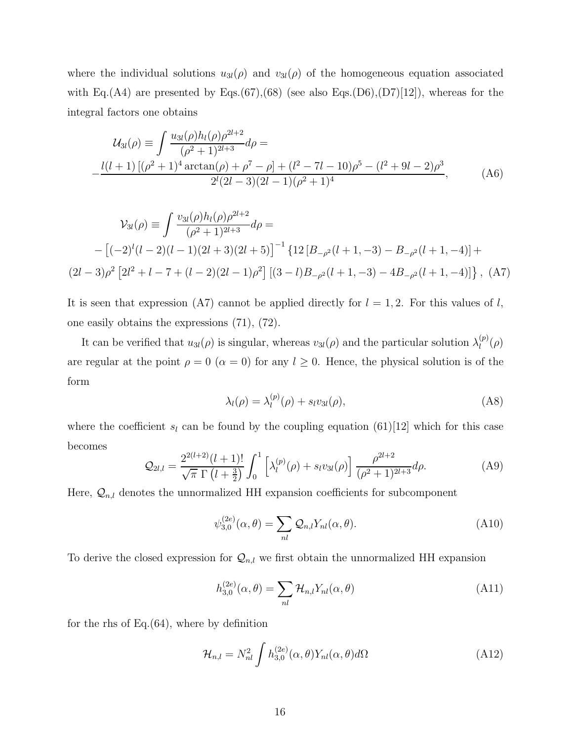where the individual solutions $u_{3l}(\rho)$ and $v_{3l}(\rho)$ of the homogeneous equation associated with Eq.(A4) are presented by Eqs.(67),(68) (see also Eqs.(D6),(D7)[12]), whereas for the integral factors one obtains

$$\mathcal{U}_{3l}(\rho) \equiv \int \frac{u_{3l}(\rho) h_l(\rho) \rho^{2l+2}}{(\rho^2+1)^{2l+3}} d\rho =$$
$$-\frac{l(l+1)\left[(\rho^2+1)^4 \arctan(\rho) + \rho^7 - \rho\right] + (l^2 - 7l - 10)\rho^5 - (l^2 + 9l - 2)\rho^3}{2^l (2l-3)(2l-1)(\rho^2+1)^4}, \tag{A6}$$

$$\mathcal{V}_{3l}(\rho) \equiv \int \frac{v_{3l}(\rho) h_l(\rho) \rho^{2l+2}}{(\rho^2+1)^{2l+3}} d\rho =$$
$$-\left[(-2)^l (l-2)(l-1)(2l+3)(2l+5)\right]^{-1} \left\{12\left[B_{-\rho^2}(l+1,-3) - B_{-\rho^2}(l+1,-4)\right] + \right.$$
$$\left.(2l-3)\rho^2\left[2l^2 + l - 7 + (l-2)(2l-1)\rho^2\right]\left[(3-l)B_{-\rho^2}(l+1,-3) - 4B_{-\rho^2}(l+1,-4)\right]\right\}, \tag{A7}$$

It is seen that expression (A7) cannot be applied directly for $l = 1, 2$. For this values of $l$, one easily obtains the expressions (71), (72).

It can be verified that $u_{3l}(\rho)$ is singular, whereas $v_{3l}(\rho)$ and the particular solution $\lambda_l^{(p)}(\rho)$ are regular at the point $\rho = 0$ ($\alpha = 0$) for any $l \geq 0$. Hence, the physical solution is of the form

$$\lambda_l(\rho) = \lambda_l^{(p)}(\rho) + s_l v_{3l}(\rho), \tag{A8}$$

where the coefficient $s_l$ can be found by the coupling equation (61)[12] which for this case becomes

$$\mathcal{Q}_{2l,l} = \frac{2^{2(l+2)}(l+1)!}{\sqrt{\pi}\;\Gamma\left(l+\frac{3}{2}\right)} \int_0^1 \left[\lambda_l^{(p)}(\rho) + s_l v_{3l}(\rho)\right] \frac{\rho^{2l+2}}{(\rho^2+1)^{2l+3}} d\rho. \tag{A9}$$

Here, $\mathcal{Q}_{n,l}$ denotes the unnormalized HH expansion coefficients for subcomponent

$$\psi_{3,0}^{(2e)}(\alpha,\theta) = \sum_{nl} \mathcal{Q}_{n,l} Y_{nl}(\alpha,\theta). \tag{A10}$$

To derive the closed expression for $\mathcal{Q}_{n,l}$ we first obtain the unnormalized HH expansion

$$h_{3,0}^{(2e)}(\alpha,\theta) = \sum_{nl} \mathcal{H}_{n,l} Y_{nl}(\alpha,\theta) \tag{A11}$$

for the rhs of Eq.(64), where by definition

$$\mathcal{H}_{n,l} = N_{nl}^2 \int h_{3,0}^{(2e)}(\alpha,\theta) Y_{nl}(\alpha,\theta) d\Omega \tag{A12}$$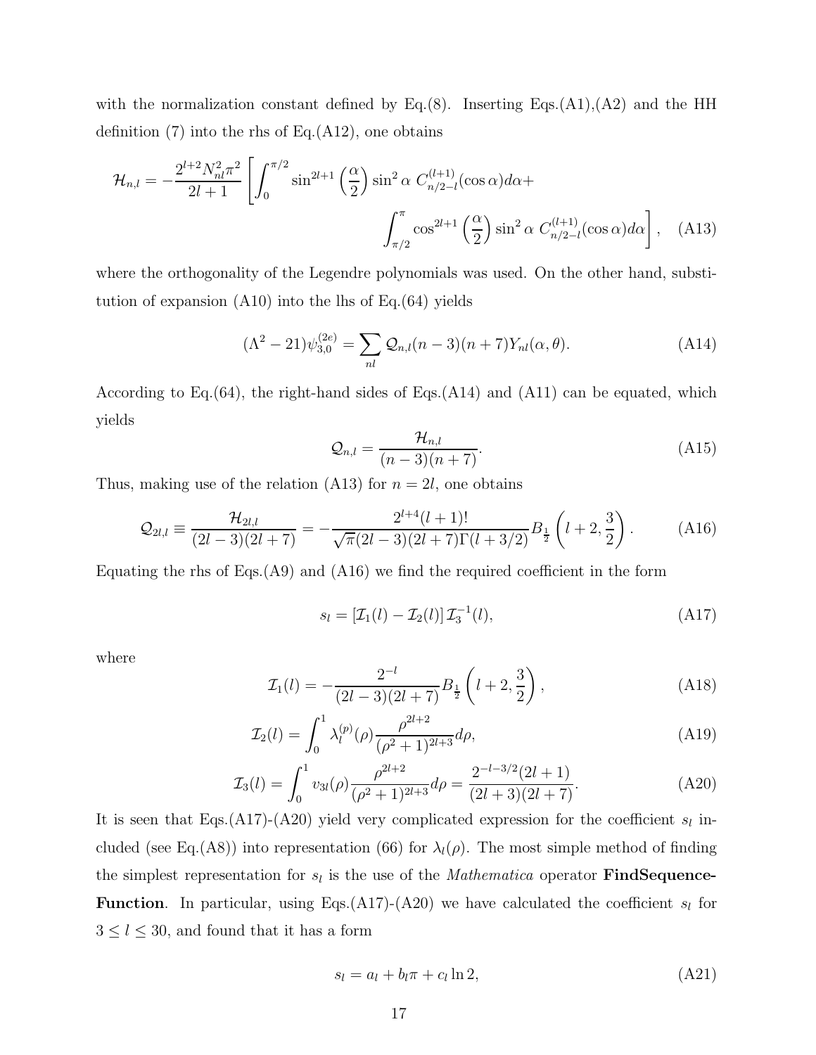with the normalization constant defined by Eq.(8). Inserting Eqs.(A1),(A2) and the HH definition (7) into the rhs of Eq.(A12), one obtains

$$\mathcal{H}_{n,l} = -\frac{2^{l+2}N_{nl}^2\pi^2}{2l+1}\left[\int_0^{\pi/2}\sin^{2l+1}\left(\frac{\alpha}{2}\right)\sin^2\alpha\; C_{n/2-l}^{(l+1)}(\cos\alpha)d\alpha + \int_{\pi/2}^{\pi}\cos^{2l+1}\left(\frac{\alpha}{2}\right)\sin^2\alpha\; C_{n/2-l}^{(l+1)}(\cos\alpha)d\alpha\right], \quad \text{(A13)}$$

where the orthogonality of the Legendre polynomials was used. On the other hand, substitution of expansion (A10) into the lhs of Eq.(64) yields

$$(\Lambda^2 - 21)\psi_{3,0}^{(2e)} = \sum_{nl}\mathcal{Q}_{n,l}(n-3)(n+7)Y_{nl}(\alpha,\theta). \quad \text{(A14)}$$

According to Eq.(64), the right-hand sides of Eqs.(A14) and (A11) can be equated, which yields

$$\mathcal{Q}_{n,l} = \frac{\mathcal{H}_{n,l}}{(n-3)(n+7)}. \quad \text{(A15)}$$

Thus, making use of the relation (A13) for $n = 2l$, one obtains

$$\mathcal{Q}_{2l,l} \equiv \frac{\mathcal{H}_{2l,l}}{(2l-3)(2l+7)} = -\frac{2^{l+4}(l+1)!}{\sqrt{\pi}(2l-3)(2l+7)\Gamma(l+3/2)}B_{\frac{1}{2}}\left(l+2,\frac{3}{2}\right). \quad \text{(A16)}$$

Equating the rhs of Eqs.(A9) and (A16) we find the required coefficient in the form

$$s_l = \left[\mathcal{I}_1(l) - \mathcal{I}_2(l)\right]\mathcal{I}_3^{-1}(l), \quad \text{(A17)}$$

where

$$\mathcal{I}_1(l) = -\frac{2^{-l}}{(2l-3)(2l+7)}B_{\frac{1}{2}}\left(l+2,\frac{3}{2}\right), \quad \text{(A18)}$$

$$\mathcal{I}_2(l) = \int_0^1\lambda_l^{(p)}(\rho)\frac{\rho^{2l+2}}{(\rho^2+1)^{2l+3}}d\rho, \quad \text{(A19)}$$

$$\mathcal{I}_3(l) = \int_0^1 v_{3l}(\rho)\frac{\rho^{2l+2}}{(\rho^2+1)^{2l+3}}d\rho = \frac{2^{-l-3/2}(2l+1)}{(2l+3)(2l+7)}. \quad \text{(A20)}$$

It is seen that Eqs.(A17)-(A20) yield very complicated expression for the coefficient $s_l$ included (see Eq.(A8)) into representation (66) for $\lambda_l(\rho)$. The most simple method of finding the simplest representation for $s_l$ is the use of the *Mathematica* operator **FindSequenceFunction**. In particular, using Eqs.(A17)-(A20) we have calculated the coefficient $s_l$ for $3 \le l \le 30$, and found that it has a form

$$s_l = a_l + b_l\pi + c_l\ln 2, \quad \text{(A21)}$$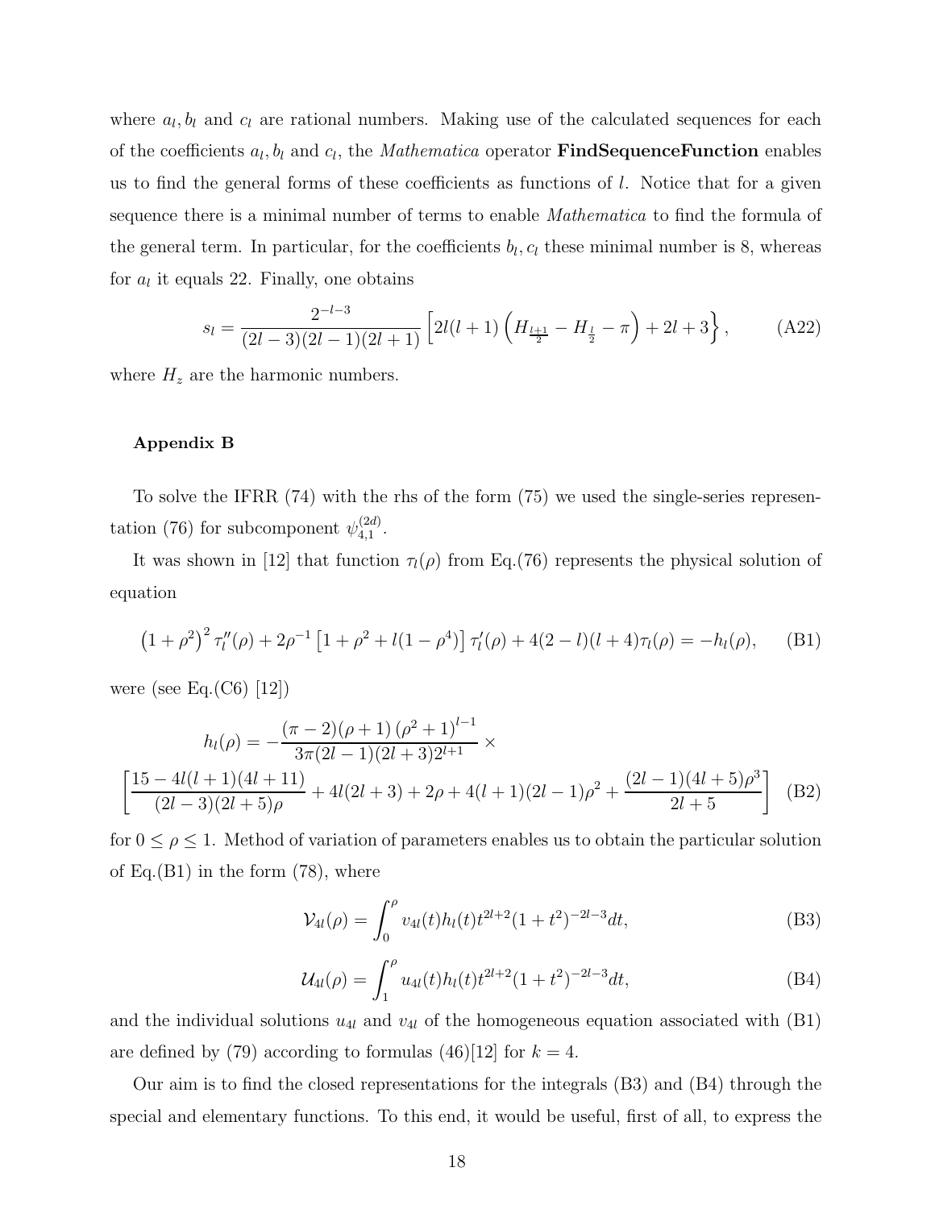where $a_l, b_l$ and $c_l$ are rational numbers. Making use of the calculated sequences for each of the coefficients $a_l, b_l$ and $c_l$, the *Mathematica* operator **FindSequenceFunction** enables us to find the general forms of these coefficients as functions of $l$. Notice that for a given sequence there is a minimal number of terms to enable *Mathematica* to find the formula of the general term. In particular, for the coefficients $b_l, c_l$ these minimal number is 8, whereas for $a_l$ it equals 22. Finally, one obtains

$$s_l = \frac{2^{-l-3}}{(2l-3)(2l-1)(2l+1)} \left[ 2l(l+1) \left( H_{\frac{l+1}{2}} - H_{\frac{l}{2}} - \pi \right) + 2l + 3 \right\}, \tag{A22}$$

where $H_z$ are the harmonic numbers.

#### Appendix B

To solve the IFRR (74) with the rhs of the form (75) we used the single-series representation (76) for subcomponent $\psi_{4,1}^{(2d)}$.

It was shown in [12] that function $\tau_l(\rho)$ from Eq.(76) represents the physical solution of equation

$$\left(1+\rho^2\right)^2 \tau_l''(\rho) + 2\rho^{-1}\left[1+\rho^2 + l(1-\rho^4)\right]\tau_l'(\rho) + 4(2-l)(l+4)\tau_l(\rho) = -h_l(\rho), \tag{B1}$$

were (see Eq.(C6) [12])

$$h_l(\rho) = -\frac{(\pi-2)(\rho+1)\left(\rho^2+1\right)^{l-1}}{3\pi(2l-1)(2l+3)2^{l+1}} \times \\ \left[\frac{15-4l(l+1)(4l+11)}{(2l-3)(2l+5)\rho} + 4l(2l+3) + 2\rho + 4(l+1)(2l-1)\rho^2 + \frac{(2l-1)(4l+5)\rho^3}{2l+5}\right] \tag{B2}$$

for $0 \le \rho \le 1$. Method of variation of parameters enables us to obtain the particular solution of Eq.(B1) in the form (78), where

$$\mathcal{V}_{4l}(\rho) = \int_0^\rho v_{4l}(t) h_l(t) t^{2l+2}(1+t^2)^{-2l-3} dt, \tag{B3}$$

$$\mathcal{U}_{4l}(\rho) = \int_1^\rho u_{4l}(t) h_l(t) t^{2l+2}(1+t^2)^{-2l-3} dt, \tag{B4}$$

and the individual solutions $u_{4l}$ and $v_{4l}$ of the homogeneous equation associated with (B1) are defined by (79) according to formulas (46)[12] for $k = 4$.

Our aim is to find the closed representations for the integrals (B3) and (B4) through the special and elementary functions. To this end, it would be useful, first of all, to express the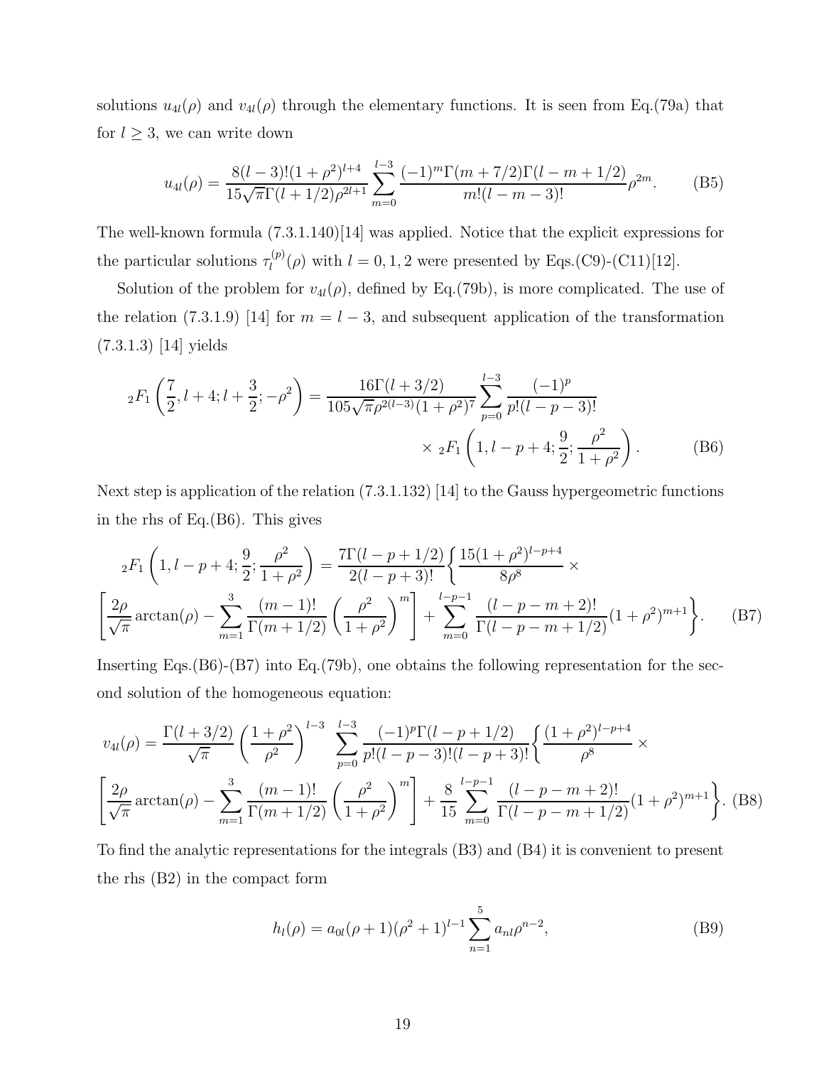solutions $u_{4l}(\rho)$ and $v_{4l}(\rho)$ through the elementary functions. It is seen from Eq.(79a) that for $l \geq 3$, we can write down

$$u_{4l}(\rho) = \frac{8(l-3)!(1+\rho^2)^{l+4}}{15\sqrt{\pi}\Gamma(l+1/2)\rho^{2l+1}} \sum_{m=0}^{l-3} \frac{(-1)^m \Gamma(m+7/2)\Gamma(l-m+1/2)}{m!(l-m-3)!} \rho^{2m}. \tag{B5}$$

The well-known formula (7.3.1.140)[14] was applied. Notice that the explicit expressions for the particular solutions $\tau_l^{(p)}(\rho)$ with $l = 0, 1, 2$ were presented by Eqs.(C9)-(C11)[12].

Solution of the problem for $v_{4l}(\rho)$, defined by Eq.(79b), is more complicated. The use of the relation (7.3.1.9) [14] for $m = l-3$, and subsequent application of the transformation (7.3.1.3) [14] yields

$$\begin{aligned} {}_2F_1\left(\frac{7}{2}, l+4; l+\frac{3}{2}; -\rho^2\right) = \frac{16\Gamma(l+3/2)}{105\sqrt{\pi}\rho^{2(l-3)}(1+\rho^2)^7} \sum_{p=0}^{l-3} \frac{(-1)^p}{p!(l-p-3)!} \\ \times\ {}_2F_1\left(1, l-p+4; \frac{9}{2}; \frac{\rho^2}{1+\rho^2}\right). \end{aligned} \tag{B6}$$

Next step is application of the relation (7.3.1.132) [14] to the Gauss hypergeometric functions in the rhs of Eq.(B6). This gives

$$\begin{aligned} {}_2F_1\left(1, l-p+4; \frac{9}{2}; \frac{\rho^2}{1+\rho^2}\right) = \frac{7\Gamma(l-p+1/2)}{2(l-p+3)!}\Bigg\{\frac{15(1+\rho^2)^{l-p+4}}{8\rho^8} \times \\ \left[\frac{2\rho}{\sqrt{\pi}}\arctan(\rho) - \sum_{m=1}^{3} \frac{(m-1)!}{\Gamma(m+1/2)}\left(\frac{\rho^2}{1+\rho^2}\right)^m\right] + \sum_{m=0}^{l-p-1} \frac{(l-p-m+2)!}{\Gamma(l-p-m+1/2)}(1+\rho^2)^{m+1}\Bigg\}. \end{aligned} \tag{B7}$$

Inserting Eqs.(B6)-(B7) into Eq.(79b), one obtains the following representation for the second solution of the homogeneous equation:

$$\begin{aligned} v_{4l}(\rho) = \frac{\Gamma(l+3/2)}{\sqrt{\pi}}\left(\frac{1+\rho^2}{\rho^2}\right)^{l-3} \sum_{p=0}^{l-3} \frac{(-1)^p \Gamma(l-p+1/2)}{p!(l-p-3)!(l-p+3)!}\Bigg\{\frac{(1+\rho^2)^{l-p+4}}{\rho^8} \times \\ \left[\frac{2\rho}{\sqrt{\pi}}\arctan(\rho) - \sum_{m=1}^{3} \frac{(m-1)!}{\Gamma(m+1/2)}\left(\frac{\rho^2}{1+\rho^2}\right)^m\right] + \frac{8}{15}\sum_{m=0}^{l-p-1} \frac{(l-p-m+2)!}{\Gamma(l-p-m+1/2)}(1+\rho^2)^{m+1}\Bigg\}. \end{aligned} \tag{B8}$$

To find the analytic representations for the integrals (B3) and (B4) it is convenient to present the rhs (B2) in the compact form

$$h_l(\rho) = a_{0l}(\rho+1)(\rho^2+1)^{l-1} \sum_{n=1}^{5} a_{nl}\rho^{n-2}, \tag{B9}$$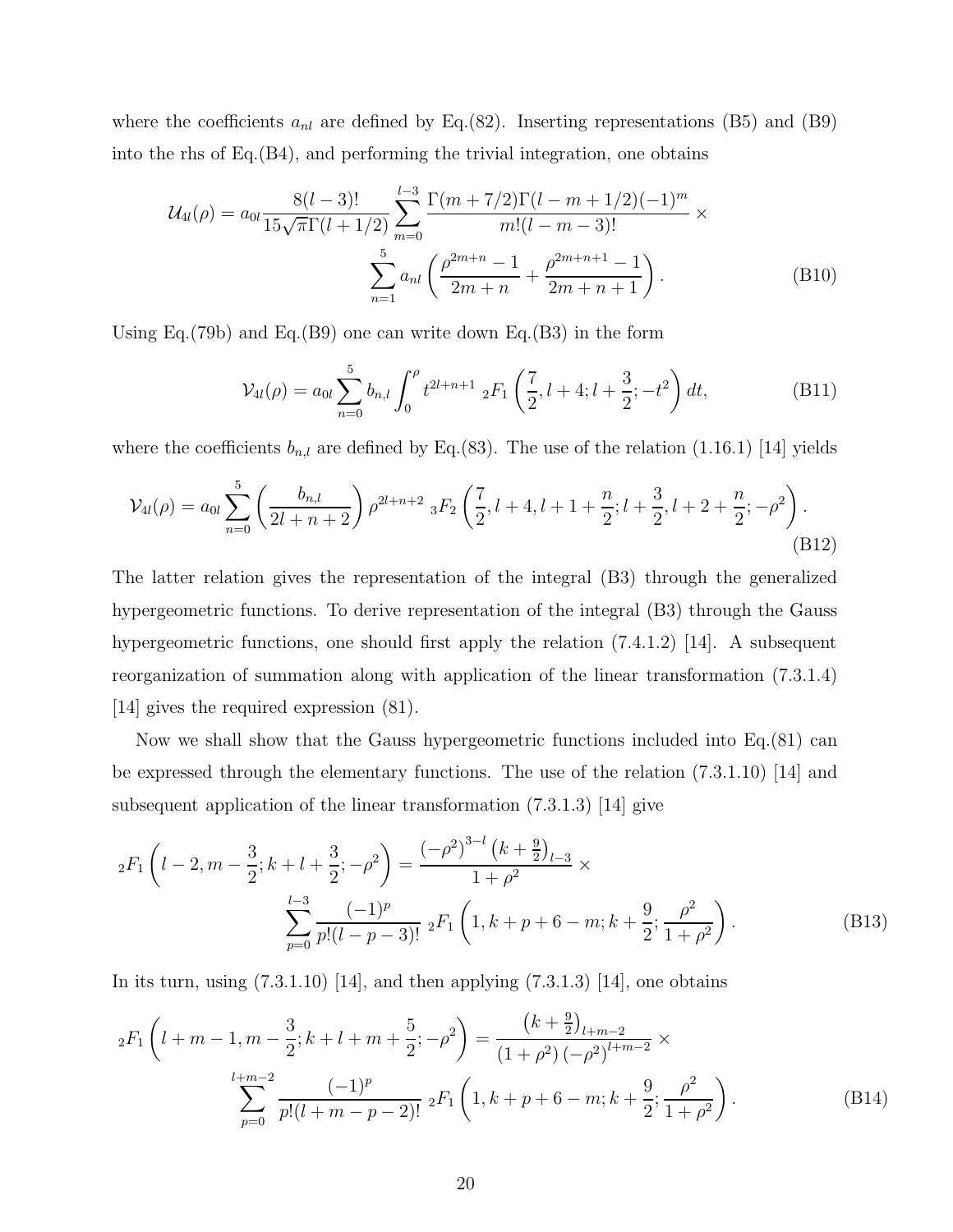where the coefficients $a_{nl}$ are defined by Eq.(82). Inserting representations (B5) and (B9) into the rhs of Eq.(B4), and performing the trivial integration, one obtains

$$\mathcal{U}_{4l}(\rho) = a_{0l}\frac{8(l-3)!}{15\sqrt{\pi}\Gamma(l+1/2)}\sum_{m=0}^{l-3}\frac{\Gamma(m+7/2)\Gamma(l-m+1/2)(-1)^m}{m!(l-m-3)!}\times \sum_{n=1}^{5} a_{nl}\left(\frac{\rho^{2m+n}-1}{2m+n}+\frac{\rho^{2m+n+1}-1}{2m+n+1}\right). \tag{B10}$$

Using Eq.(79b) and Eq.(B9) one can write down Eq.(B3) in the form

$$\mathcal{V}_{4l}(\rho) = a_{0l}\sum_{n=0}^{5} b_{n,l}\int_0^{\rho} t^{2l+n+1}\ {}_2F_1\left(\frac{7}{2}, l+4; l+\frac{3}{2}; -t^2\right)dt, \tag{B11}$$

where the coefficients $b_{n,l}$ are defined by Eq.(83). The use of the relation (1.16.1) [14] yields

$$\mathcal{V}_{4l}(\rho) = a_{0l}\sum_{n=0}^{5}\left(\frac{b_{n,l}}{2l+n+2}\right)\rho^{2l+n+2}\ {}_3F_2\left(\frac{7}{2}, l+4, l+1+\frac{n}{2}; l+\frac{3}{2}, l+2+\frac{n}{2}; -\rho^2\right). \tag{B12}$$

The latter relation gives the representation of the integral (B3) through the generalized hypergeometric functions. To derive representation of the integral (B3) through the Gauss hypergeometric functions, one should first apply the relation (7.4.1.2) [14]. A subsequent reorganization of summation along with application of the linear transformation (7.3.1.4) [14] gives the required expression (81).

Now we shall show that the Gauss hypergeometric functions included into Eq.(81) can be expressed through the elementary functions. The use of the relation (7.3.1.10) [14] and subsequent application of the linear transformation (7.3.1.3) [14] give

$${}_2F_1\left(l-2, m-\frac{3}{2}; k+l+\frac{3}{2}; -\rho^2\right) = \frac{(-\rho^2)^{3-l}\left(k+\frac{9}{2}\right)_{l-3}}{1+\rho^2}\times \sum_{p=0}^{l-3}\frac{(-1)^p}{p!(l-p-3)!}\ {}_2F_1\left(1, k+p+6-m; k+\frac{9}{2}; \frac{\rho^2}{1+\rho^2}\right). \tag{B13}$$

In its turn, using (7.3.1.10) [14], and then applying (7.3.1.3) [14], one obtains

$${}_2F_1\left(l+m-1, m-\frac{3}{2}; k+l+m+\frac{5}{2}; -\rho^2\right) = \frac{\left(k+\frac{9}{2}\right)_{l+m-2}}{(1+\rho^2)\left(-\rho^2\right)^{l+m-2}}\times \sum_{p=0}^{l+m-2}\frac{(-1)^p}{p!(l+m-p-2)!}\ {}_2F_1\left(1, k+p+6-m; k+\frac{9}{2}; \frac{\rho^2}{1+\rho^2}\right). \tag{B14}$$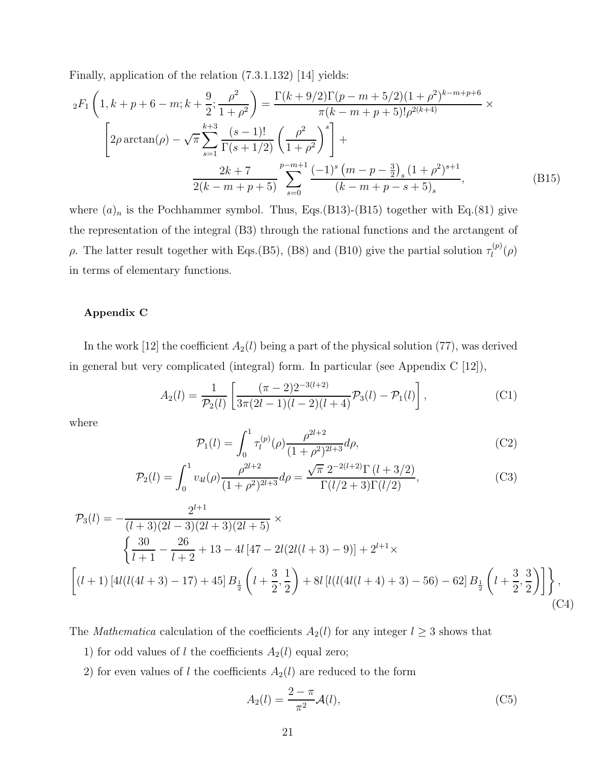Finally, application of the relation (7.3.1.132) [14] yields:

$$
{}_2F_1\left(1, k+p+6-m; k+\frac{9}{2}; \frac{\rho^2}{1+\rho^2}\right) = \frac{\Gamma(k+9/2)\Gamma(p-m+5/2)(1+\rho^2)^{k-m+p+6}}{\pi(k-m+p+5)!\rho^{2(k+4)}} \times \left[2\rho\arctan(\rho) - \sqrt{\pi}\sum_{s=1}^{k+3}\frac{(s-1)!}{\Gamma(s+1/2)}\left(\frac{\rho^2}{1+\rho^2}\right)^s\right] + \frac{2k+7}{2(k-m+p+5)}\sum_{s=0}^{p-m+1}\frac{(-1)^s\left(m-p-\frac{3}{2}\right)_s(1+\rho^2)^{s+1}}{(k-m+p-s+5)_s}, \tag{B15}
$$

where $(a)_n$ is the Pochhammer symbol. Thus, Eqs.(B13)-(B15) together with Eq.(81) give the representation of the integral (B3) through the rational functions and the arctangent of $\rho$. The latter result together with Eqs.(B5), (B8) and (B10) give the partial solution $\tau_l^{(p)}(\rho)$ in terms of elementary functions.

## Appendix C

In the work [12] the coefficient $A_2(l)$ being a part of the physical solution (77), was derived in general but very complicated (integral) form. In particular (see Appendix C [12]),

$$
A_2(l) = \frac{1}{\mathcal{P}_2(l)}\left[\frac{(\pi-2)2^{-3(l+2)}}{3\pi(2l-1)(l-2)(l+4)}\mathcal{P}_3(l) - \mathcal{P}_1(l)\right], \tag{C1}
$$

where

$$
\mathcal{P}_1(l) = \int_0^1 \tau_l^{(p)}(\rho)\frac{\rho^{2l+2}}{(1+\rho^2)^{2l+3}}d\rho, \tag{C2}
$$

$$
\mathcal{P}_2(l) = \int_0^1 v_{4l}(\rho)\frac{\rho^{2l+2}}{(1+\rho^2)^{2l+3}}d\rho = \frac{\sqrt{\pi}\ 2^{-2(l+2)}\Gamma\left(l+3/2\right)}{\Gamma(l/2+3)\Gamma(l/2)}, \tag{C3}
$$

$$
\mathcal{P}_3(l) = -\frac{2^{l+1}}{(l+3)(2l-3)(2l+3)(2l+5)} \times \left\{\frac{30}{l+1} - \frac{26}{l+2} + 13 - 4l\left[47 - 2l(2l(l+3)-9)\right] + 2^{l+1}\times \left[(l+1)\left[4l(l(4l+3)-17)+45\right]B_{\frac{1}{2}}\left(l+\frac{3}{2},\frac{1}{2}\right) + 8l\left[l(l(4l(l+4)+3)-56)-62\right]B_{\frac{1}{2}}\left(l+\frac{3}{2},\frac{3}{2}\right)\right]\right\}, \tag{C4}
$$

The *Mathematica* calculation of the coefficients $A_2(l)$ for any integer $l \geq 3$ shows that

1) for odd values of $l$ the coefficients $A_2(l)$ equal zero;

2) for even values of $l$ the coefficients $A_2(l)$ are reduced to the form

$$
A_2(l) = \frac{2-\pi}{\pi^2}\mathcal{A}(l), \tag{C5}
$$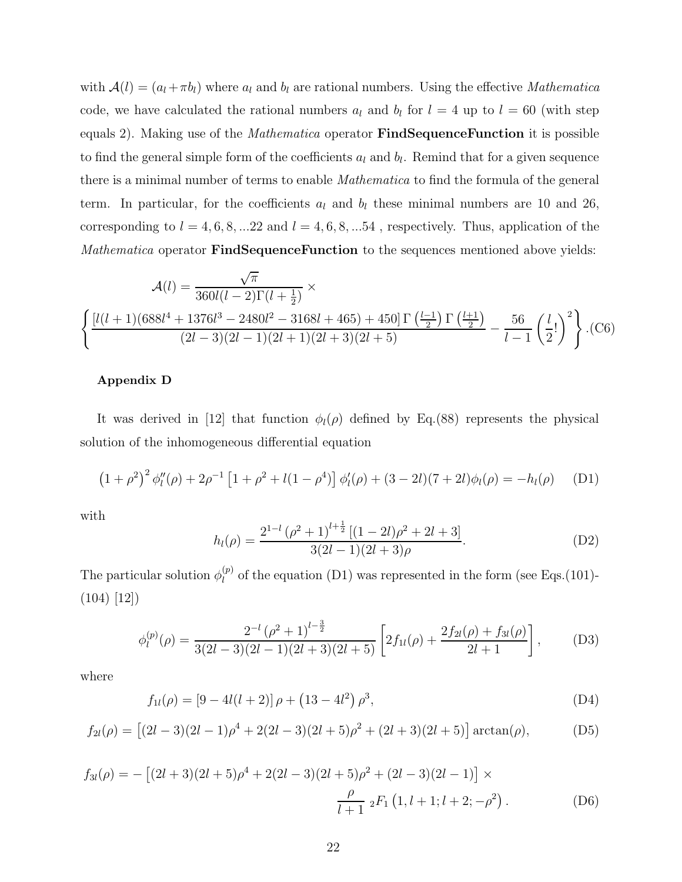with $\mathcal{A}(l) = (a_l + \pi b_l)$ where $a_l$ and $b_l$ are rational numbers. Using the effective *Mathematica* code, we have calculated the rational numbers $a_l$ and $b_l$ for $l = 4$ up to $l = 60$ (with step equals 2). Making use of the *Mathematica* operator **FindSequenceFunction** it is possible to find the general simple form of the coefficients $a_l$ and $b_l$. Remind that for a given sequence there is a minimal number of terms to enable *Mathematica* to find the formula of the general term. In particular, for the coefficients $a_l$ and $b_l$ these minimal numbers are 10 and 26, corresponding to $l = 4, 6, 8, ...22$ and $l = 4, 6, 8, ...54$ , respectively. Thus, application of the *Mathematica* operator **FindSequenceFunction** to the sequences mentioned above yields:

$$\mathcal{A}(l) = \frac{\sqrt{\pi}}{360l(l-2)\Gamma(l+\frac{1}{2})} \times$$
$$\left\{ \frac{[l(l+1)(688l^4 + 1376l^3 - 2480l^2 - 3168l + 465) + 450]\,\Gamma\left(\frac{l-1}{2}\right)\Gamma\left(\frac{l+1}{2}\right)}{(2l-3)(2l-1)(2l+1)(2l+3)(2l+5)} - \frac{56}{l-1}\left(\frac{l}{2}!\right)^2 \right\}. \quad \text{(C6)}$$

**Appendix D**

It was derived in [12] that function $\phi_l(\rho)$ defined by Eq.(88) represents the physical solution of the inhomogeneous differential equation

$$\left(1+\rho^2\right)^2 \phi_l''(\rho) + 2\rho^{-1}\left[1+\rho^2 + l(1-\rho^4)\right]\phi_l'(\rho) + (3-2l)(7+2l)\phi_l(\rho) = -h_l(\rho) \quad \text{(D1)}$$

with

$$h_l(\rho) = \frac{2^{1-l}\left(\rho^2+1\right)^{l+\frac{1}{2}}\left[(1-2l)\rho^2 + 2l + 3\right]}{3(2l-1)(2l+3)\rho}. \quad \text{(D2)}$$

The particular solution $\phi_l^{(p)}$ of the equation (D1) was represented in the form (see Eqs.(101)-(104) [12])

$$\phi_l^{(p)}(\rho) = \frac{2^{-l}\left(\rho^2+1\right)^{l-\frac{3}{2}}}{3(2l-3)(2l-1)(2l+3)(2l+5)}\left[2f_{1l}(\rho) + \frac{2f_{2l}(\rho) + f_{3l}(\rho)}{2l+1}\right], \quad \text{(D3)}$$

where

$$f_{1l}(\rho) = [9 - 4l(l+2)]\,\rho + \left(13 - 4l^2\right)\rho^3, \quad \text{(D4)}$$

$$f_{2l}(\rho) = \left[(2l-3)(2l-1)\rho^4 + 2(2l-3)(2l+5)\rho^2 + (2l+3)(2l+5)\right]\arctan(\rho), \quad \text{(D5)}$$

$$f_{3l}(\rho) = -\left[(2l+3)(2l+5)\rho^4 + 2(2l-3)(2l+5)\rho^2 + (2l-3)(2l-1)\right] \times \frac{\rho}{l+1}\,{}_2F_1\left(1, l+1; l+2; -\rho^2\right). \quad \text{(D6)}$$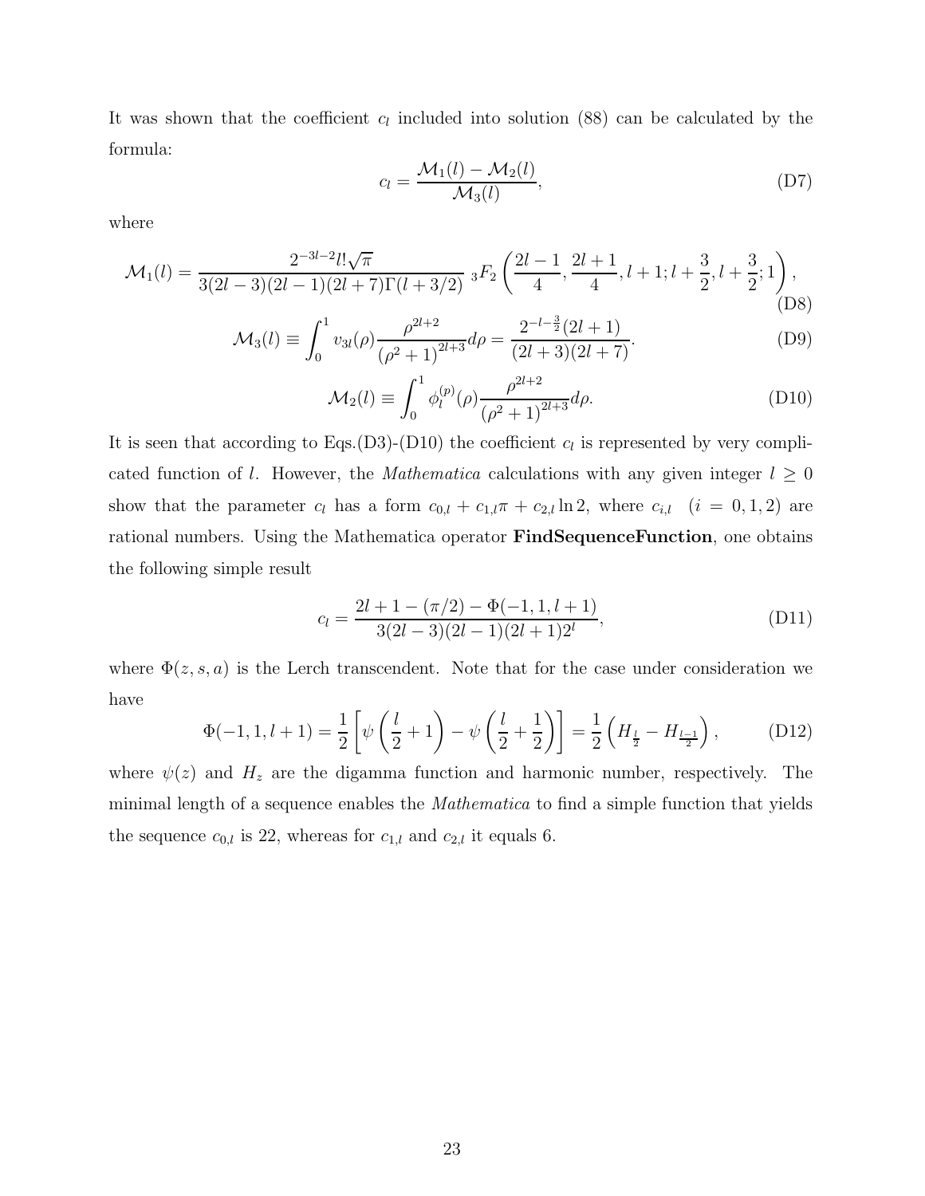It was shown that the coefficient $c_l$ included into solution (88) can be calculated by the formula:

$$c_l = \frac{\mathcal{M}_1(l) - \mathcal{M}_2(l)}{\mathcal{M}_3(l)}, \tag{D7}$$

where

$$\mathcal{M}_1(l) = \frac{2^{-3l-2} l! \sqrt{\pi}}{3(2l-3)(2l-1)(2l+7)\Gamma(l+3/2)} \; {}_3F_2\left(\frac{2l-1}{4}, \frac{2l+1}{4}, l+1; l+\frac{3}{2}, l+\frac{3}{2}; 1\right), \tag{D8}$$

$$\mathcal{M}_3(l) \equiv \int_0^1 v_{3l}(\rho) \frac{\rho^{2l+2}}{(\rho^2+1)^{2l+3}} d\rho = \frac{2^{-l-\frac{3}{2}}(2l+1)}{(2l+3)(2l+7)}. \tag{D9}$$

$$\mathcal{M}_2(l) \equiv \int_0^1 \phi_l^{(p)}(\rho) \frac{\rho^{2l+2}}{(\rho^2+1)^{2l+3}} d\rho. \tag{D10}$$

It is seen that according to Eqs.(D3)-(D10) the coefficient $c_l$ is represented by very complicated function of $l$. However, the *Mathematica* calculations with any given integer $l \geq 0$ show that the parameter $c_l$ has a form $c_{0,l} + c_{1,l}\pi + c_{2,l}\ln 2$, where $c_{i,l}$ $(i = 0, 1, 2)$ are rational numbers. Using the Mathematica operator **FindSequenceFunction**, one obtains the following simple result

$$c_l = \frac{2l + 1 - (\pi/2) - \Phi(-1, 1, l+1)}{3(2l-3)(2l-1)(2l+1)2^l}, \tag{D11}$$

where $\Phi(z, s, a)$ is the Lerch transcendent. Note that for the case under consideration we have

$$\Phi(-1, 1, l+1) = \frac{1}{2}\left[\psi\left(\frac{l}{2}+1\right) - \psi\left(\frac{l}{2}+\frac{1}{2}\right)\right] = \frac{1}{2}\left(H_{\frac{l}{2}} - H_{\frac{l-1}{2}}\right), \tag{D12}$$

where $\psi(z)$ and $H_z$ are the digamma function and harmonic number, respectively. The minimal length of a sequence enables the *Mathematica* to find a simple function that yields the sequence $c_{0,l}$ is 22, whereas for $c_{1,l}$ and $c_{2,l}$ it equals 6.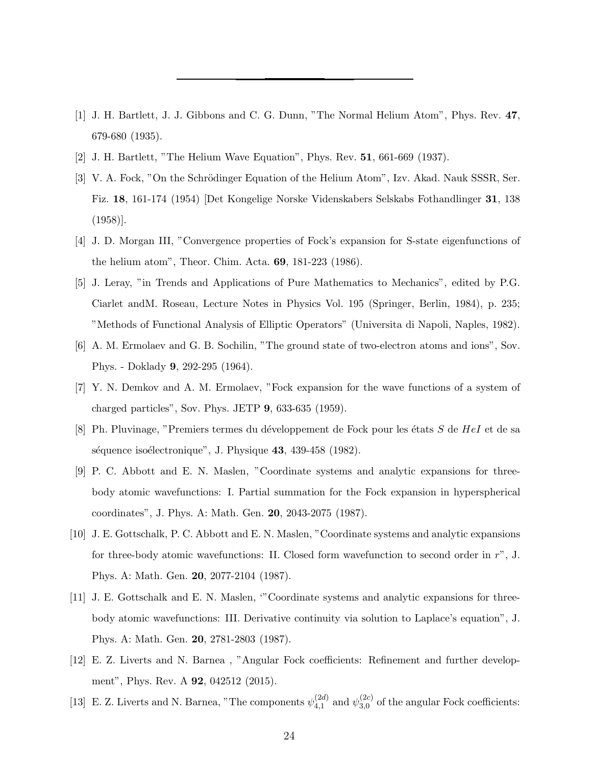---

[1] J. H. Bartlett, J. J. Gibbons and C. G. Dunn, "The Normal Helium Atom", Phys. Rev. **47**, 679-680 (1935).

[2] J. H. Bartlett, "The Helium Wave Equation", Phys. Rev. **51**, 661-669 (1937).

[3] V. A. Fock, "On the Schrödinger Equation of the Helium Atom", Izv. Akad. Nauk SSSR, Ser. Fiz. **18**, 161-174 (1954) [Det Kongelige Norske Videnskabers Selskabs Fothandlinger **31**, 138 (1958)].

[4] J. D. Morgan III, "Convergence properties of Fock's expansion for S-state eigenfunctions of the helium atom", Theor. Chim. Acta. **69**, 181-223 (1986).

[5] J. Leray, "in Trends and Applications of Pure Mathematics to Mechanics", edited by P.G. Ciarlet andM. Roseau, Lecture Notes in Physics Vol. 195 (Springer, Berlin, 1984), p. 235; "Methods of Functional Analysis of Elliptic Operators" (Universita di Napoli, Naples, 1982).

[6] A. M. Ermolaev and G. B. Sochilin, "The ground state of two-electron atoms and ions", Sov. Phys. - Doklady **9**, 292-295 (1964).

[7] Y. N. Demkov and A. M. Ermolaev, "Fock expansion for the wave functions of a system of charged particles", Sov. Phys. JETP **9**, 633-635 (1959).

[8] Ph. Pluvinage, "Premiers termes du développement de Fock pour les états $S$ de $HeI$ et de sa séquence isoélectronique", J. Physique **43**, 439-458 (1982).

[9] P. C. Abbott and E. N. Maslen, "Coordinate systems and analytic expansions for three-body atomic wavefunctions: I. Partial summation for the Fock expansion in hyperspherical coordinates", J. Phys. A: Math. Gen. **20**, 2043-2075 (1987).

[10] J. E. Gottschalk, P. C. Abbott and E. N. Maslen, "Coordinate systems and analytic expansions for three-body atomic wavefunctions: II. Closed form wavefunction to second order in $r$", J. Phys. A: Math. Gen. **20**, 2077-2104 (1987).

[11] J. E. Gottschalk and E. N. Maslen, '"Coordinate systems and analytic expansions for three-body atomic wavefunctions: III. Derivative continuity via solution to Laplace's equation", J. Phys. A: Math. Gen. **20**, 2781-2803 (1987).

[12] E. Z. Liverts and N. Barnea , "Angular Fock coefficients: Refinement and further development", Phys. Rev. A **92**, 042512 (2015).

[13] E. Z. Liverts and N. Barnea, "The components $\psi_{4,1}^{(2d)}$ and $\psi_{3,0}^{(2c)}$ of the angular Fock coefficients: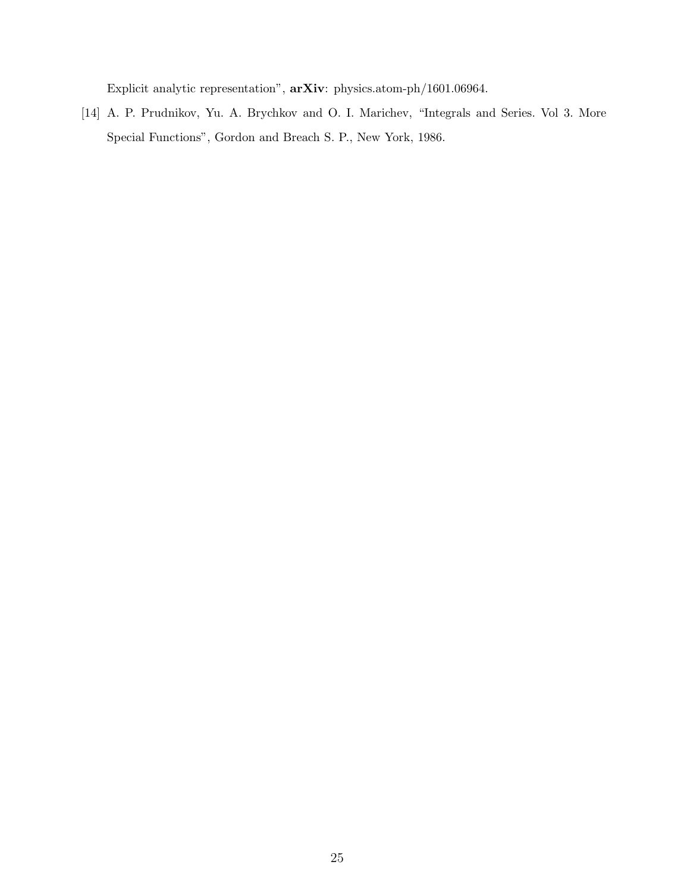Explicit analytic representation", **arXiv**: physics.atom-ph/1601.06964.

[14] A. P. Prudnikov, Yu. A. Brychkov and O. I. Marichev, "Integrals and Series. Vol 3. More Special Functions", Gordon and Breach S. P., New York, 1986.